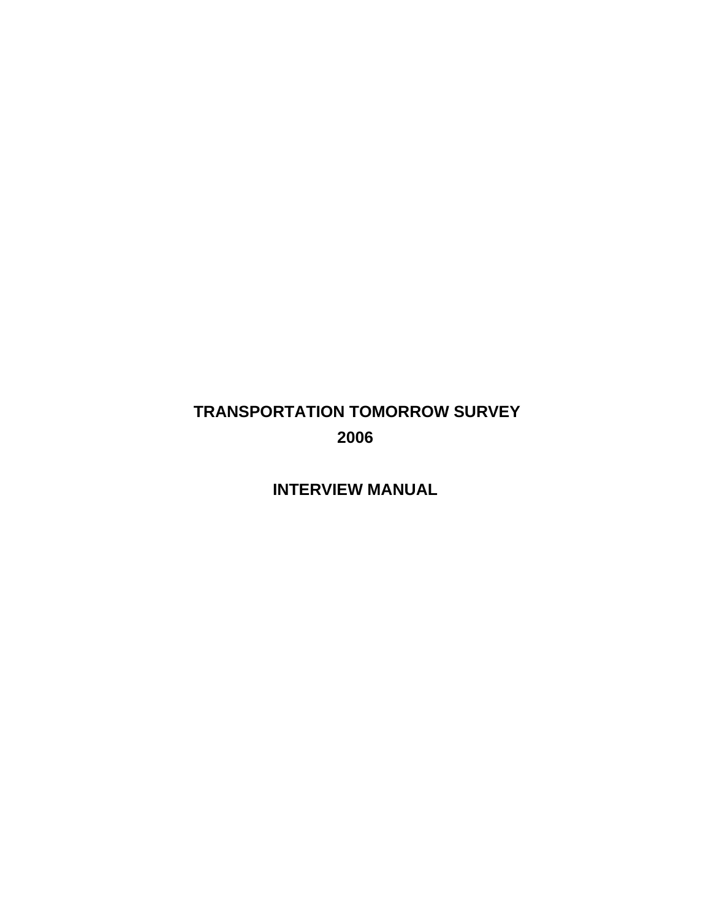# TRANSPORTATION TOMORROW SURVEY 2006

# INTERVIEW MANUAL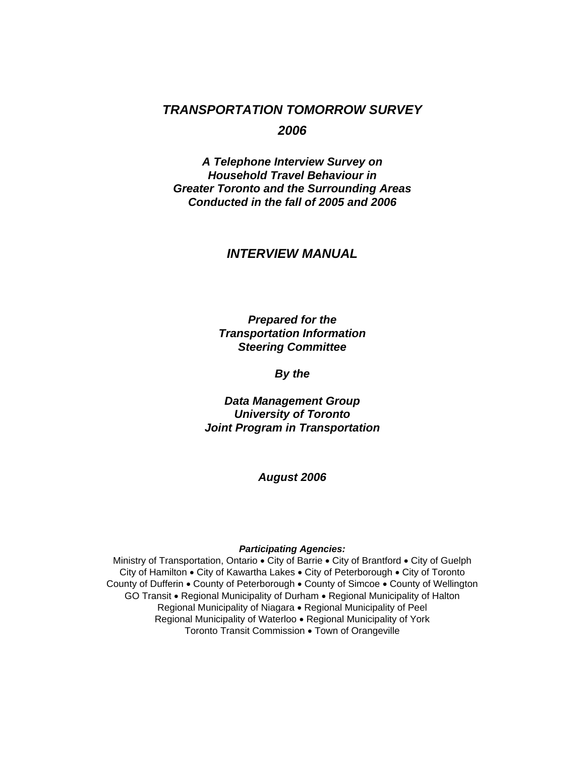# *TRANSPORTATION TOMORROW SURVEY*

## *2006*

***A Telephone Interview Survey on Household Travel Behaviour in Greater Toronto and the Surrounding Areas Conducted in the fall of 2005 and 2006***

## *INTERVIEW MANUAL*

***Prepared for the Transportation Information Steering Committee***

***By the***

***Data Management Group University of Toronto Joint Program in Transportation***

***August 2006***

***Participating Agencies:***

Ministry of Transportation, Ontario • City of Barrie • City of Brantford • City of Guelph
City of Hamilton • City of Kawartha Lakes • City of Peterborough • City of Toronto
County of Dufferin • County of Peterborough • County of Simcoe • County of Wellington
GO Transit • Regional Municipality of Durham • Regional Municipality of Halton
Regional Municipality of Niagara • Regional Municipality of Peel
Regional Municipality of Waterloo • Regional Municipality of York
Toronto Transit Commission • Town of Orangeville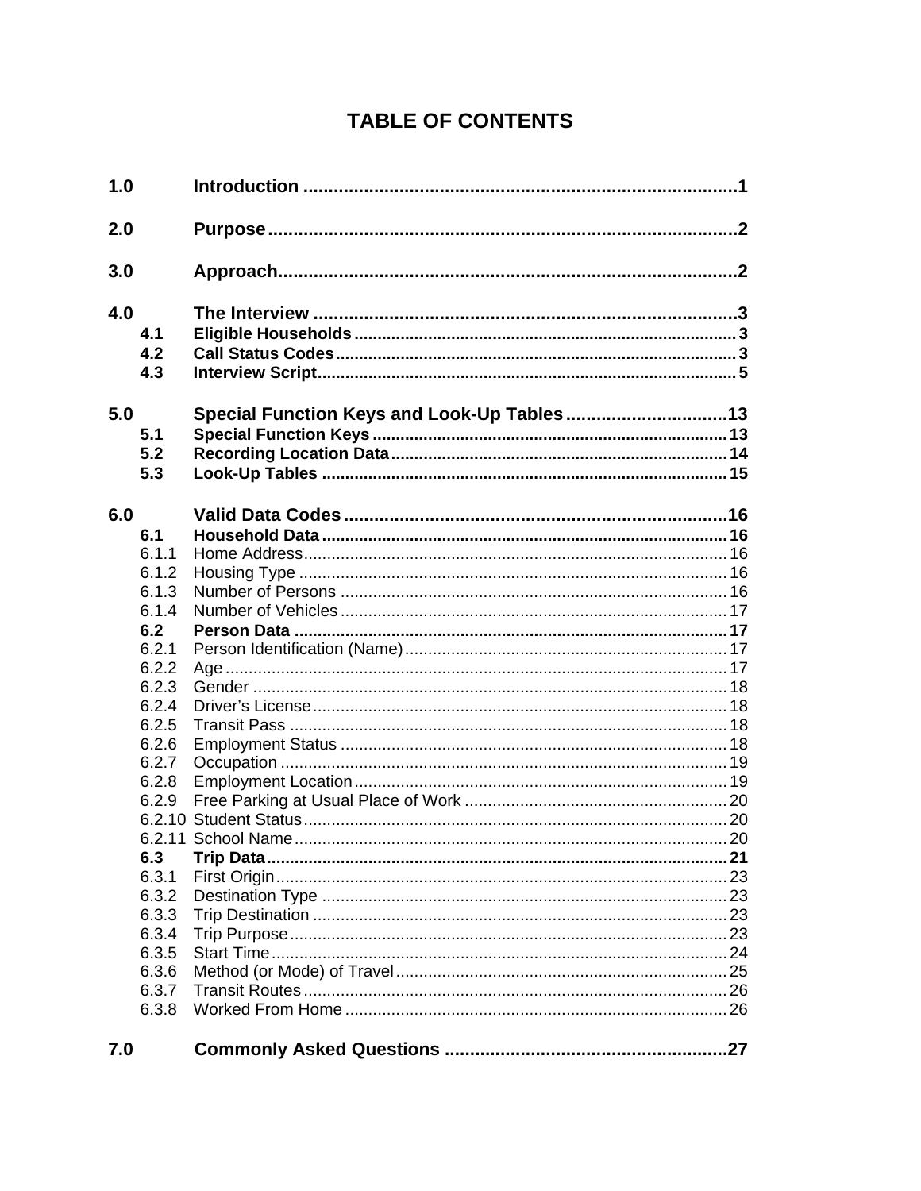# TABLE OF CONTENTS

| | | |
|---|---|---|
| **1.0** | **Introduction** | **1** |
| **2.0** | **Purpose** | **2** |
| **3.0** | **Approach** | **2** |
| **4.0** | **The Interview** | **3** |
| **4.1** | **Eligible Households** | **3** |
| **4.2** | **Call Status Codes** | **3** |
| **4.3** | **Interview Script** | **5** |
| **5.0** | **Special Function Keys and Look-Up Tables** | **13** |
| **5.1** | **Special Function Keys** | **13** |
| **5.2** | **Recording Location Data** | **14** |
| **5.3** | **Look-Up Tables** | **15** |
| **6.0** | **Valid Data Codes** | **16** |
| **6.1** | **Household Data** | **16** |
| 6.1.1 | Home Address | 16 |
| 6.1.2 | Housing Type | 16 |
| 6.1.3 | Number of Persons | 16 |
| 6.1.4 | Number of Vehicles | 17 |
| **6.2** | **Person Data** | **17** |
| 6.2.1 | Person Identification (Name) | 17 |
| 6.2.2 | Age | 17 |
| 6.2.3 | Gender | 18 |
| 6.2.4 | Driver's License | 18 |
| 6.2.5 | Transit Pass | 18 |
| 6.2.6 | Employment Status | 18 |
| 6.2.7 | Occupation | 19 |
| 6.2.8 | Employment Location | 19 |
| 6.2.9 | Free Parking at Usual Place of Work | 20 |
| 6.2.10 | Student Status | 20 |
| 6.2.11 | School Name | 20 |
| **6.3** | **Trip Data** | **21** |
| 6.3.1 | First Origin | 23 |
| 6.3.2 | Destination Type | 23 |
| 6.3.3 | Trip Destination | 23 |
| 6.3.4 | Trip Purpose | 23 |
| 6.3.5 | Start Time | 24 |
| 6.3.6 | Method (or Mode) of Travel | 25 |
| 6.3.7 | Transit Routes | 26 |
| 6.3.8 | Worked From Home | 26 |
| **7.0** | **Commonly Asked Questions** | **27** |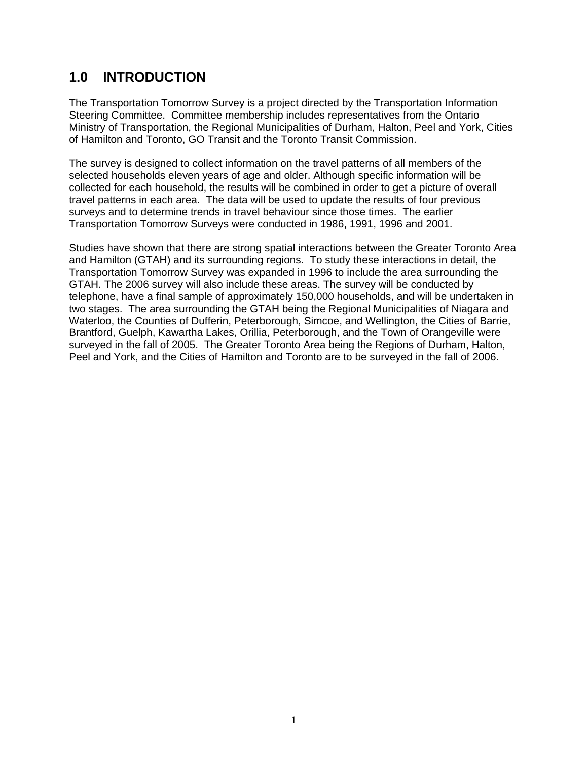# 1.0 INTRODUCTION

The Transportation Tomorrow Survey is a project directed by the Transportation Information Steering Committee. Committee membership includes representatives from the Ontario Ministry of Transportation, the Regional Municipalities of Durham, Halton, Peel and York, Cities of Hamilton and Toronto, GO Transit and the Toronto Transit Commission.

The survey is designed to collect information on the travel patterns of all members of the selected households eleven years of age and older. Although specific information will be collected for each household, the results will be combined in order to get a picture of overall travel patterns in each area. The data will be used to update the results of four previous surveys and to determine trends in travel behaviour since those times. The earlier Transportation Tomorrow Surveys were conducted in 1986, 1991, 1996 and 2001.

Studies have shown that there are strong spatial interactions between the Greater Toronto Area and Hamilton (GTAH) and its surrounding regions. To study these interactions in detail, the Transportation Tomorrow Survey was expanded in 1996 to include the area surrounding the GTAH. The 2006 survey will also include these areas. The survey will be conducted by telephone, have a final sample of approximately 150,000 households, and will be undertaken in two stages. The area surrounding the GTAH being the Regional Municipalities of Niagara and Waterloo, the Counties of Dufferin, Peterborough, Simcoe, and Wellington, the Cities of Barrie, Brantford, Guelph, Kawartha Lakes, Orillia, Peterborough, and the Town of Orangeville were surveyed in the fall of 2005. The Greater Toronto Area being the Regions of Durham, Halton, Peel and York, and the Cities of Hamilton and Toronto are to be surveyed in the fall of 2006.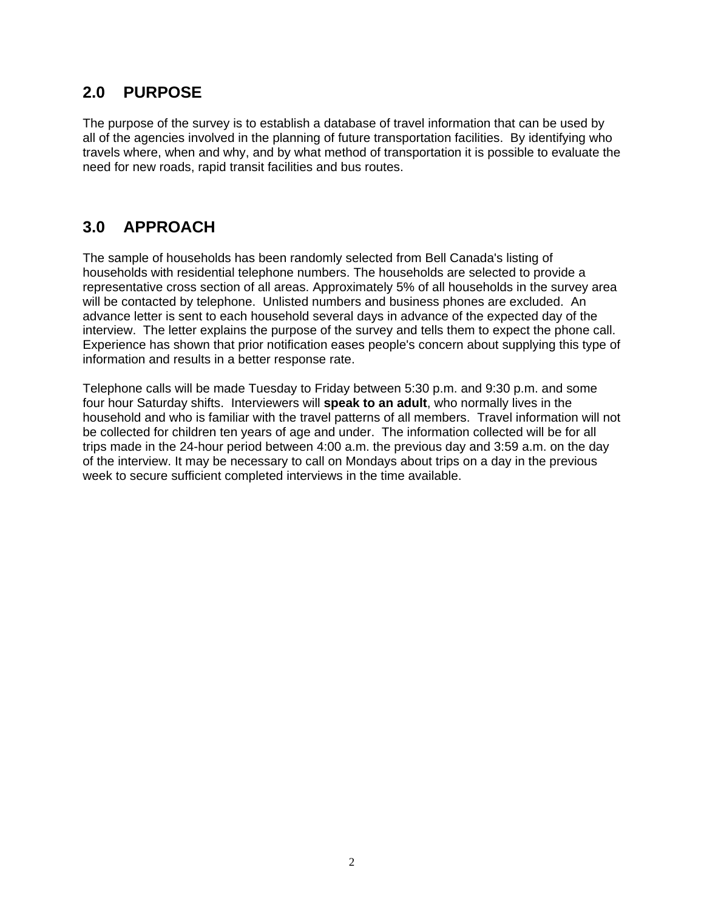## 2.0 PURPOSE

The purpose of the survey is to establish a database of travel information that can be used by all of the agencies involved in the planning of future transportation facilities. By identifying who travels where, when and why, and by what method of transportation it is possible to evaluate the need for new roads, rapid transit facilities and bus routes.

## 3.0 APPROACH

The sample of households has been randomly selected from Bell Canada's listing of households with residential telephone numbers. The households are selected to provide a representative cross section of all areas. Approximately 5% of all households in the survey area will be contacted by telephone. Unlisted numbers and business phones are excluded. An advance letter is sent to each household several days in advance of the expected day of the interview. The letter explains the purpose of the survey and tells them to expect the phone call. Experience has shown that prior notification eases people's concern about supplying this type of information and results in a better response rate.

Telephone calls will be made Tuesday to Friday between 5:30 p.m. and 9:30 p.m. and some four hour Saturday shifts. Interviewers will **speak to an adult**, who normally lives in the household and who is familiar with the travel patterns of all members. Travel information will not be collected for children ten years of age and under. The information collected will be for all trips made in the 24-hour period between 4:00 a.m. the previous day and 3:59 a.m. on the day of the interview. It may be necessary to call on Mondays about trips on a day in the previous week to secure sufficient completed interviews in the time available.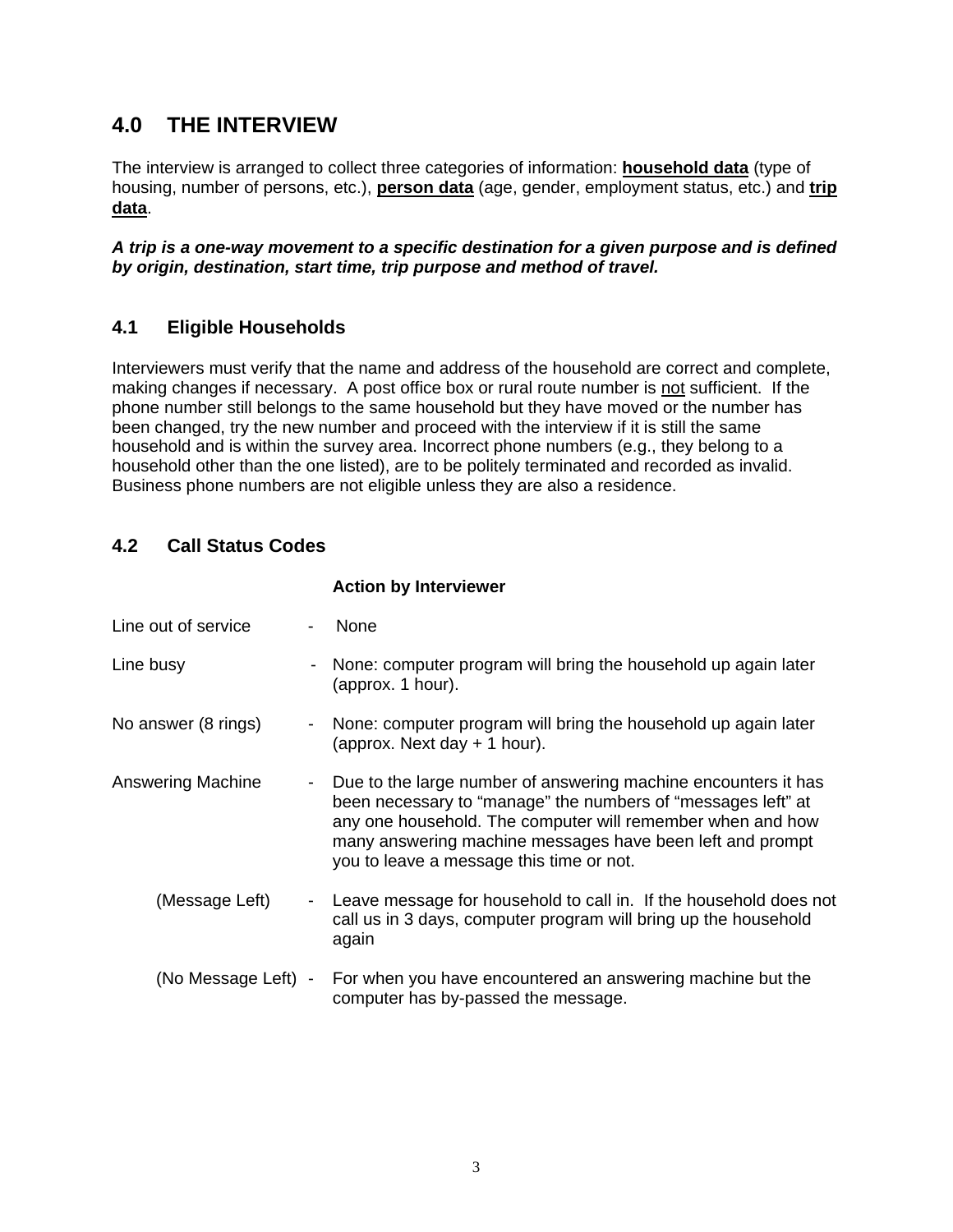## 4.0 THE INTERVIEW

The interview is arranged to collect three categories of information: **household data** (type of housing, number of persons, etc.), **person data** (age, gender, employment status, etc.) and **trip data**.

***A trip is a one-way movement to a specific destination for a given purpose and is defined by origin, destination, start time, trip purpose and method of travel.***

### 4.1 Eligible Households

Interviewers must verify that the name and address of the household are correct and complete, making changes if necessary. A post office box or rural route number is not sufficient. If the phone number still belongs to the same household but they have moved or the number has been changed, try the new number and proceed with the interview if it is still the same household and is within the survey area. Incorrect phone numbers (e.g., they belong to a household other than the one listed), are to be politely terminated and recorded as invalid. Business phone numbers are not eligible unless they are also a residence.

### 4.2 Call Status Codes

| | | **Action by Interviewer** |
|---|---|---|
| Line out of service | - | None |
| Line busy | - | None: computer program will bring the household up again later (approx. 1 hour). |
| No answer (8 rings) | - | None: computer program will bring the household up again later (approx. Next day + 1 hour). |
| Answering Machine | - | Due to the large number of answering machine encounters it has been necessary to "manage" the numbers of "messages left" at any one household. The computer will remember when and how many answering machine messages have been left and prompt you to leave a message this time or not. |
| (Message Left) | - | Leave message for household to call in. If the household does not call us in 3 days, computer program will bring up the household again |
| (No Message Left) | - | For when you have encountered an answering machine but the computer has by-passed the message. |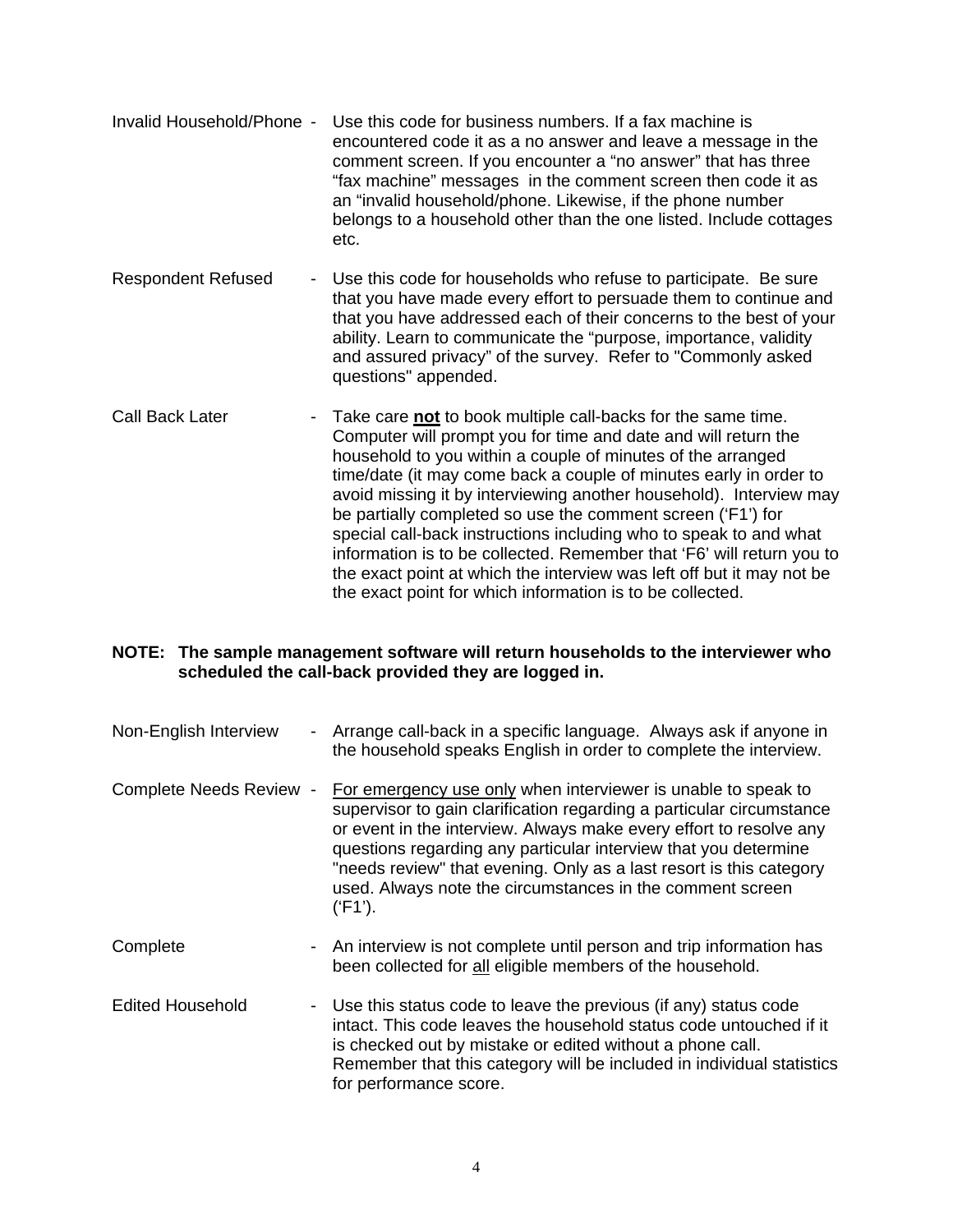**Invalid Household/Phone** - Use this code for business numbers. If a fax machine is encountered code it as a no answer and leave a message in the comment screen. If you encounter a "no answer" that has three "fax machine" messages in the comment screen then code it as an "invalid household/phone. Likewise, if the phone number belongs to a household other than the one listed. Include cottages etc.

**Respondent Refused** - Use this code for households who refuse to participate. Be sure that you have made every effort to persuade them to continue and that you have addressed each of their concerns to the best of your ability. Learn to communicate the "purpose, importance, validity and assured privacy" of the survey. Refer to "Commonly asked questions" appended.

**Call Back Later** - Take care **not** to book multiple call-backs for the same time. Computer will prompt you for time and date and will return the household to you within a couple of minutes of the arranged time/date (it may come back a couple of minutes early in order to avoid missing it by interviewing another household). Interview may be partially completed so use the comment screen ('F1') for special call-back instructions including who to speak to and what information is to be collected. Remember that 'F6' will return you to the exact point at which the interview was left off but it may not be the exact point for which information is to be collected.

**NOTE: The sample management software will return households to the interviewer who scheduled the call-back provided they are logged in.**

**Non-English Interview** - Arrange call-back in a specific language. Always ask if anyone in the household speaks English in order to complete the interview.

**Complete Needs Review** - For emergency use only when interviewer is unable to speak to supervisor to gain clarification regarding a particular circumstance or event in the interview. Always make every effort to resolve any questions regarding any particular interview that you determine "needs review" that evening. Only as a last resort is this category used. Always note the circumstances in the comment screen ('F1').

**Complete** - An interview is not complete until person and trip information has been collected for all eligible members of the household.

**Edited Household** - Use this status code to leave the previous (if any) status code intact. This code leaves the household status code untouched if it is checked out by mistake or edited without a phone call. Remember that this category will be included in individual statistics for performance score.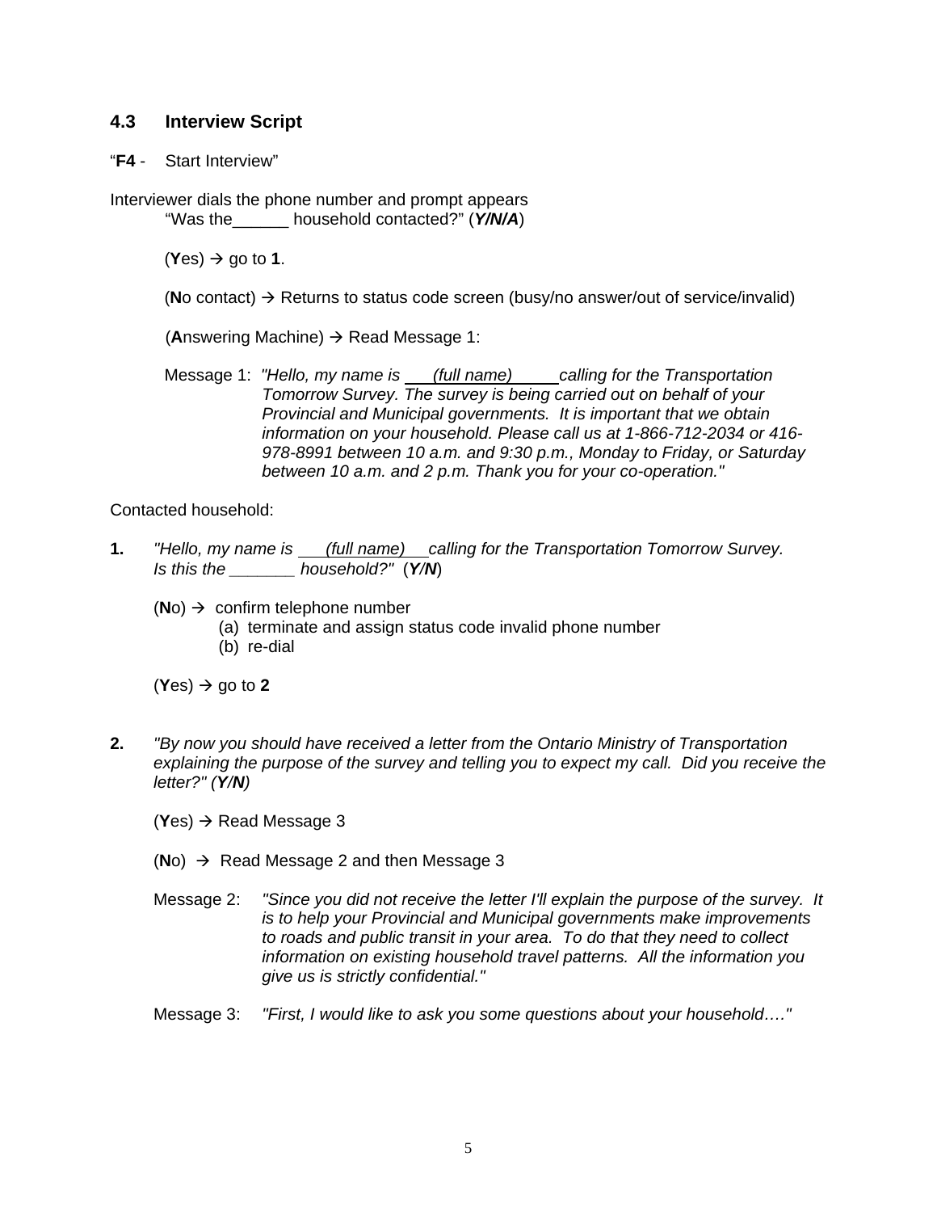## 4.3 Interview Script

"**F4** - Start Interview"

Interviewer dials the phone number and prompt appears

"Was the______ household contacted?" (***Y/N/A***)

(**Y**es) → go to **1**.

(**N**o contact) → Returns to status code screen (busy/no answer/out of service/invalid)

(**A**nswering Machine) → Read Message 1:

Message 1: *"Hello, my name is <u>(full name)</u> calling for the Transportation Tomorrow Survey. The survey is being carried out on behalf of your Provincial and Municipal governments. It is important that we obtain information on your household. Please call us at 1-866-712-2034 or 416-978-8991 between 10 a.m. and 9:30 p.m., Monday to Friday, or Saturday between 10 a.m. and 2 p.m. Thank you for your co-operation."*

Contacted household:

**1.** *"Hello, my name is <u>(full name)</u> calling for the Transportation Tomorrow Survey. Is this the _______ household?"* (***Y/N***)

(**N**o) → confirm telephone number
- (a) terminate and assign status code invalid phone number
- (b) re-dial

(**Y**es) → go to **2**

**2.** *"By now you should have received a letter from the Ontario Ministry of Transportation explaining the purpose of the survey and telling you to expect my call. Did you receive the letter?" (**Y/N**)*

(**Y**es) → Read Message 3

(**N**o) → Read Message 2 and then Message 3

Message 2: *"Since you did not receive the letter I'll explain the purpose of the survey. It is to help your Provincial and Municipal governments make improvements to roads and public transit in your area. To do that they need to collect information on existing household travel patterns. All the information you give us is strictly confidential."*

Message 3: *"First, I would like to ask you some questions about your household…."*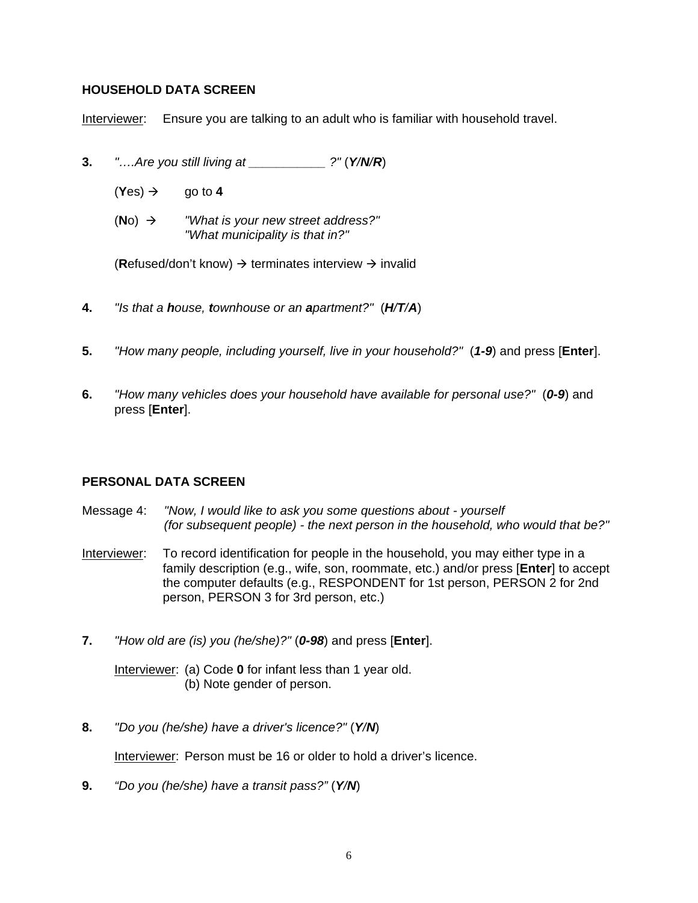## HOUSEHOLD DATA SCREEN

Interviewer: Ensure you are talking to an adult who is familiar with household travel.

**3.** *"….Are you still living at ___________ ?"* (***Y/N/R***)

(**Y**es) → go to **4**

(**N**o) → *"What is your new street address?"*
*"What municipality is that in?"*

(**R**efused/don't know) → terminates interview → invalid

**4.** *"Is that a **h**ouse, **t**ownhouse or an **a**partment?"* (***H/T/A***)

**5.** *"How many people, including yourself, live in your household?"* (***1-9***) and press [**Enter**].

**6.** *"How many vehicles does your household have available for personal use?"* (***0-9***) and press [**Enter**].

## PERSONAL DATA SCREEN

Message 4: *"Now, I would like to ask you some questions about - yourself (for subsequent people) - the next person in the household, who would that be?"*

Interviewer: To record identification for people in the household, you may either type in a family description (e.g., wife, son, roommate, etc.) and/or press [**Enter**] to accept the computer defaults (e.g., RESPONDENT for 1st person, PERSON 2 for 2nd person, PERSON 3 for 3rd person, etc.)

**7.** *"How old are (is) you (he/she)?"* (***0-98***) and press [**Enter**].

Interviewer: (a) Code **0** for infant less than 1 year old.
(b) Note gender of person.

**8.** *"Do you (he/she) have a driver's licence?"* (***Y/N***)

Interviewer: Person must be 16 or older to hold a driver's licence.

**9.** *"Do you (he/she) have a transit pass?"* (***Y/N***)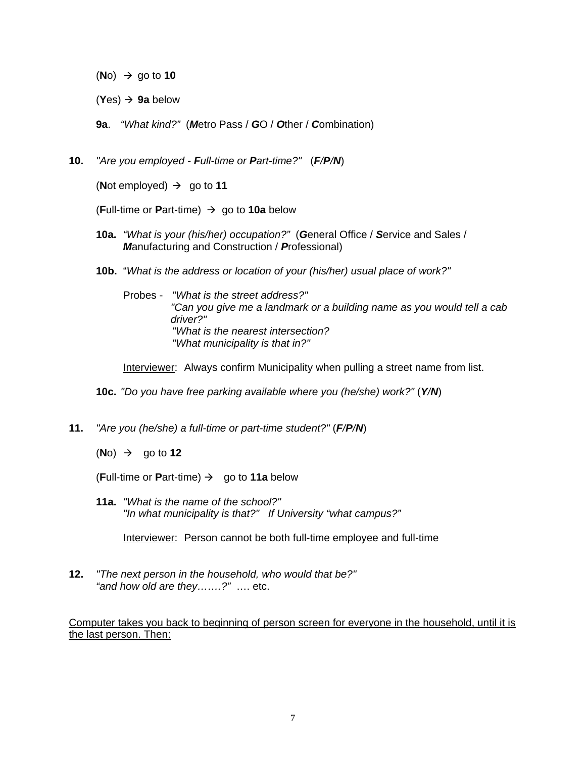(**N**o) → go to **10**

(**Y**es) → **9a** below

**9a**. *"What kind?"* (***M***etro Pass / ***G***O / ***O***ther / ***C***ombination)

**10.** *"Are you employed - **F**ull-time or **P**art-time?"* (***F/P/N***)

(**N**ot employed) → go to **11**

(**F**ull-time or **P**art-time) → go to **10a** below

**10a.** *"What is your (his/her) occupation?"* (***G***eneral Office / ***S***ervice and Sales / ***M***anufacturing and Construction / ***P***rofessional)

**10b.** "*What is the address or location of your (his/her) usual place of work?"*

Probes - *"What is the street address?"*
*"Can you give me a landmark or a building name as you would tell a cab driver?"*
*"What is the nearest intersection?*
*"What municipality is that in?"*

Interviewer: Always confirm Municipality when pulling a street name from list.

**10c.** *"Do you have free parking available where you (he/she) work?"* (***Y/N***)

**11.** *"Are you (he/she) a full-time or part-time student?"* (***F/P/N***)

(**N**o) → go to **12**

(**F**ull-time or **P**art-time) → go to **11a** below

**11a.** *"What is the name of the school?"*
*"In what municipality is that?" If University "what campus?"*

Interviewer: Person cannot be both full-time employee and full-time

**12.** *"The next person in the household, who would that be?"*
*"and how old are they…….?"* …. etc.

Computer takes you back to beginning of person screen for everyone in the household, until it is the last person. Then: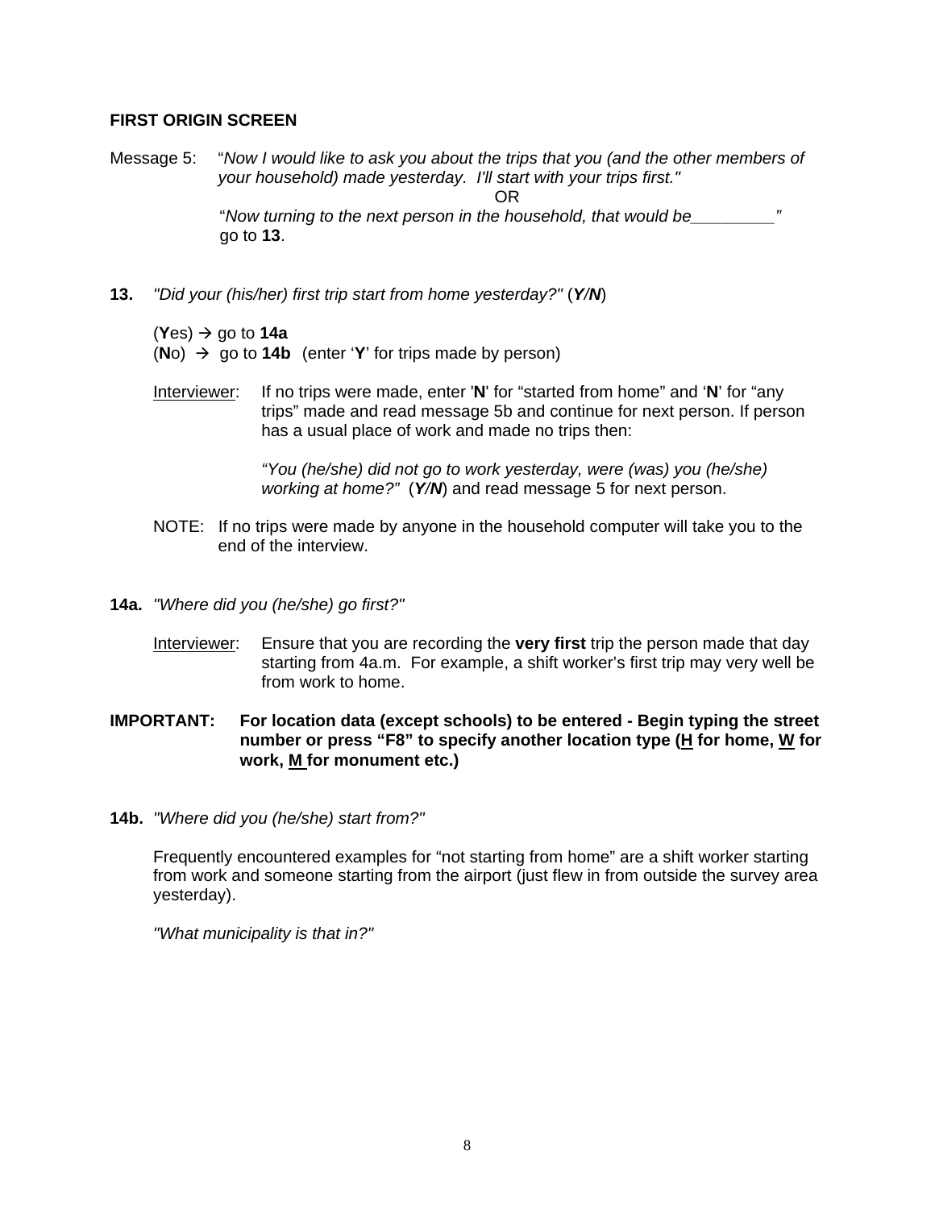**FIRST ORIGIN SCREEN**

Message 5: "*Now I would like to ask you about the trips that you (and the other members of your household) made yesterday. I'll start with your trips first."*

OR

"*Now turning to the next person in the household, that would be________"* go to **13**.

**13.** *"Did your (his/her) first trip start from home yesterday?"* (***Y/N***)

(**Y**es) → go to **14a**
(**N**o) → go to **14b** (enter '**Y**' for trips made by person)

Interviewer: If no trips were made, enter '**N**' for "started from home" and '**N**' for "any trips" made and read message 5b and continue for next person. If person has a usual place of work and made no trips then:

*"You (he/she) did not go to work yesterday, were (was) you (he/she) working at home?"* (***Y/N***) and read message 5 for next person.

NOTE: If no trips were made by anyone in the household computer will take you to the end of the interview.

**14a.** *"Where did you (he/she) go first?"*

Interviewer: Ensure that you are recording the **very first** trip the person made that day starting from 4a.m. For example, a shift worker's first trip may very well be from work to home.

**IMPORTANT: For location data (except schools) to be entered - Begin typing the street number or press "F8" to specify another location type (H for home, W for work, M for monument etc.)**

**14b.** *"Where did you (he/she) start from?"*

Frequently encountered examples for "not starting from home" are a shift worker starting from work and someone starting from the airport (just flew in from outside the survey area yesterday).

*"What municipality is that in?"*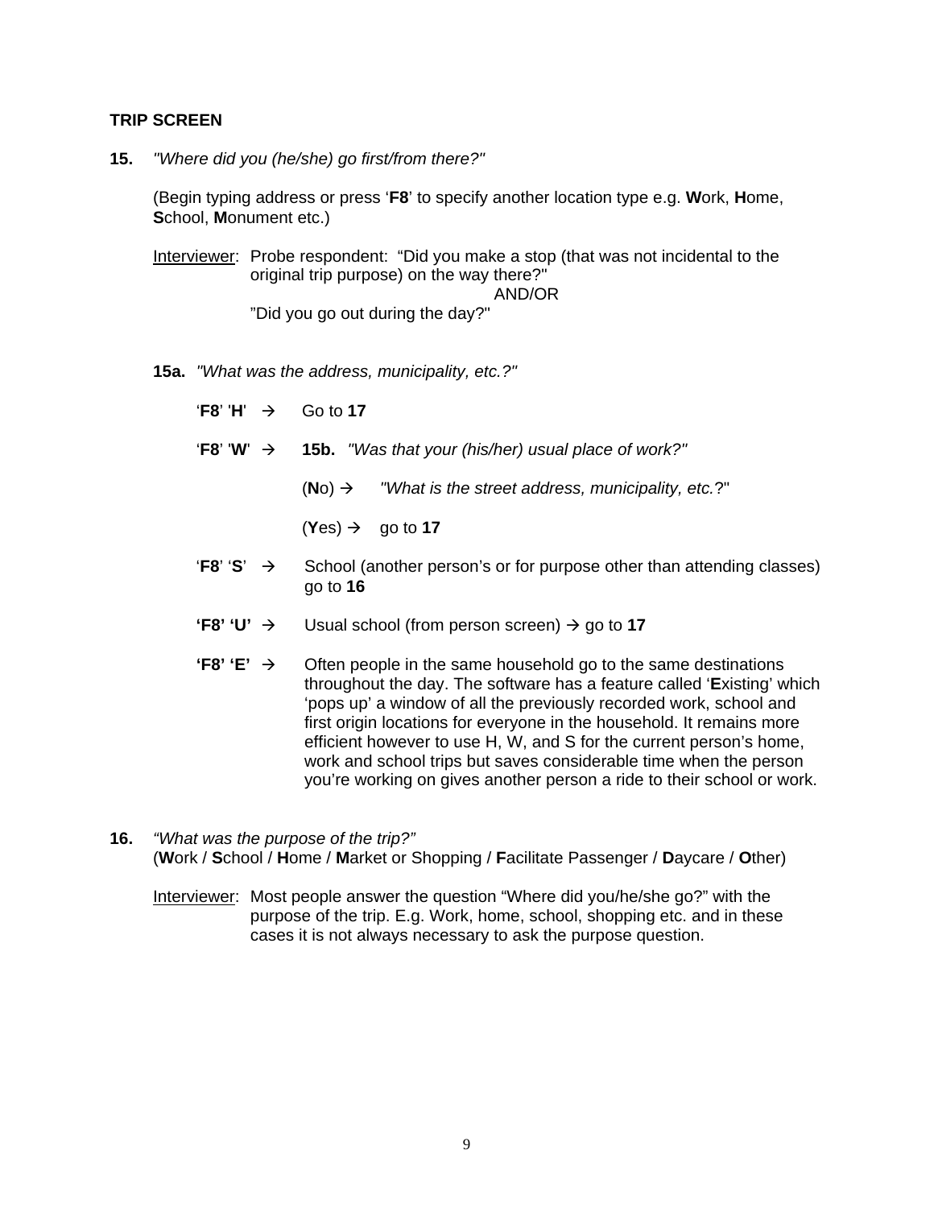### TRIP SCREEN

**15.** *"Where did you (he/she) go first/from there?"*

(Begin typing address or press '**F8**' to specify another location type e.g. **W**ork, **H**ome, **S**chool, **M**onument etc.)

Interviewer: Probe respondent: "Did you make a stop (that was not incidental to the original trip purpose) on the way there?"

AND/OR

"Did you go out during the day?"

**15a.** *"What was the address, municipality, etc.?"*

'**F8**' '**H**' → Go to **17**

'**F8**' '**W**' → **15b.** *"Was that your (his/her) usual place of work?"*

(**N**o) → *"What is the street address, municipality, etc.*?"

(**Y**es) → go to **17**

'**F8**' '**S**' → School (another person's or for purpose other than attending classes) go to **16**

**'F8' 'U'** → Usual school (from person screen) → go to **17**

**'F8' 'E'** → Often people in the same household go to the same destinations throughout the day. The software has a feature called '**E**xisting' which 'pops up' a window of all the previously recorded work, school and first origin locations for everyone in the household. It remains more efficient however to use H, W, and S for the current person's home, work and school trips but saves considerable time when the person you're working on gives another person a ride to their school or work.

**16.** *"What was the purpose of the trip?"*
(**W**ork / **S**chool / **H**ome / **M**arket or Shopping / **F**acilitate Passenger / **D**aycare / **O**ther)

Interviewer: Most people answer the question "Where did you/he/she go?" with the purpose of the trip. E.g. Work, home, school, shopping etc. and in these cases it is not always necessary to ask the purpose question.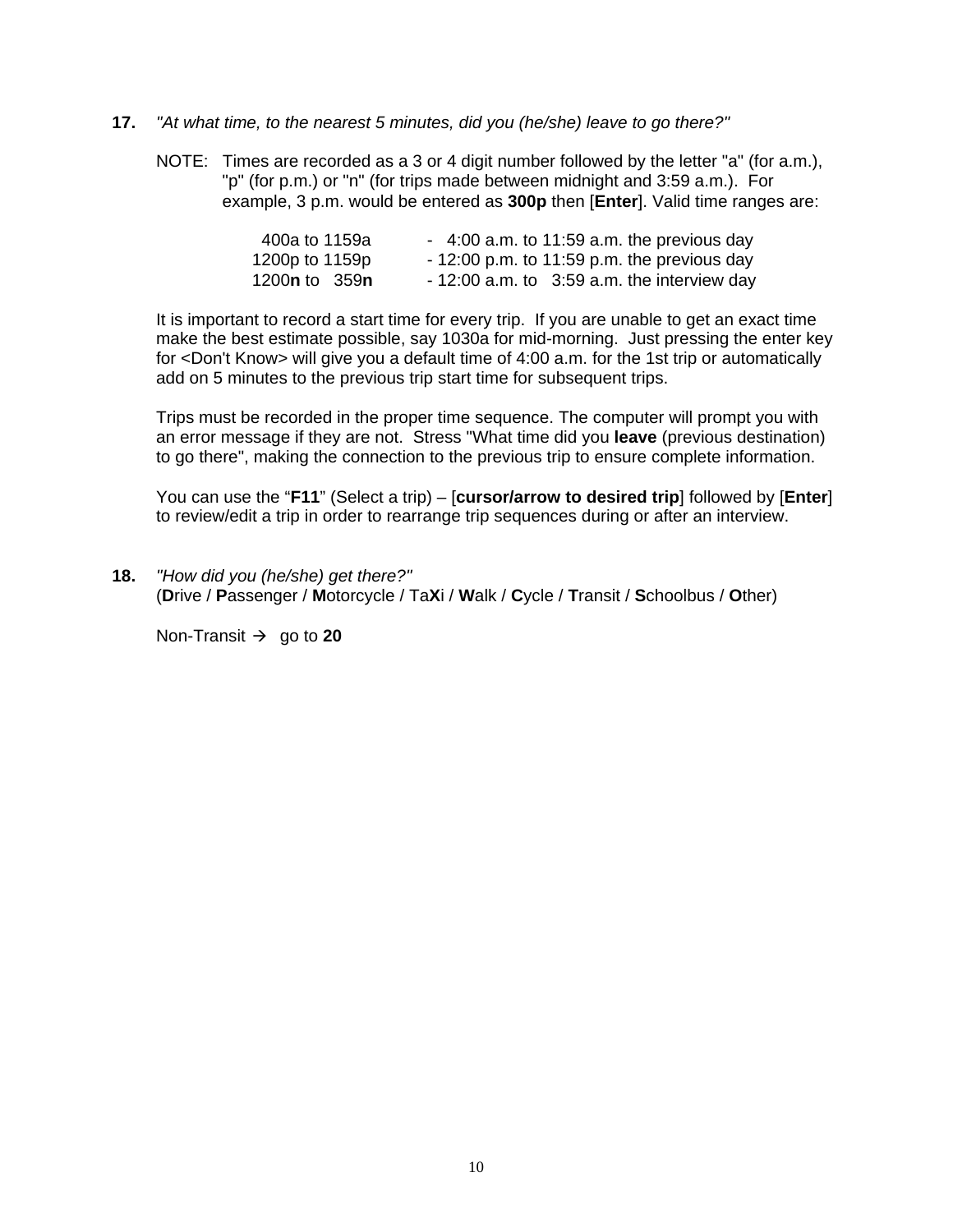**17.** *"At what time, to the nearest 5 minutes, did you (he/she) leave to go there?"*

NOTE: Times are recorded as a 3 or 4 digit number followed by the letter "a" (for a.m.), "p" (for p.m.) or "n" (for trips made between midnight and 3:59 a.m.). For example, 3 p.m. would be entered as **300p** then [**Enter**]. Valid time ranges are:

| | |
|---|---|
| 400a to 1159a | - 4:00 a.m. to 11:59 a.m. the previous day |
| 1200p to 1159p | - 12:00 p.m. to 11:59 p.m. the previous day |
| 1200**n** to 359**n** | - 12:00 a.m. to 3:59 a.m. the interview day |

It is important to record a start time for every trip. If you are unable to get an exact time make the best estimate possible, say 1030a for mid-morning. Just pressing the enter key for <Don't Know> will give you a default time of 4:00 a.m. for the 1st trip or automatically add on 5 minutes to the previous trip start time for subsequent trips.

Trips must be recorded in the proper time sequence. The computer will prompt you with an error message if they are not. Stress "What time did you **leave** (previous destination) to go there", making the connection to the previous trip to ensure complete information.

You can use the "**F11**" (Select a trip) – [**cursor/arrow to desired trip**] followed by [**Enter**] to review/edit a trip in order to rearrange trip sequences during or after an interview.

**18.** *"How did you (he/she) get there?"*
(**D**rive / **P**assenger / **M**otorcycle / Ta**X**i / **W**alk / **C**ycle / **T**ransit / **S**choolbus / **O**ther)

Non-Transit → go to **20**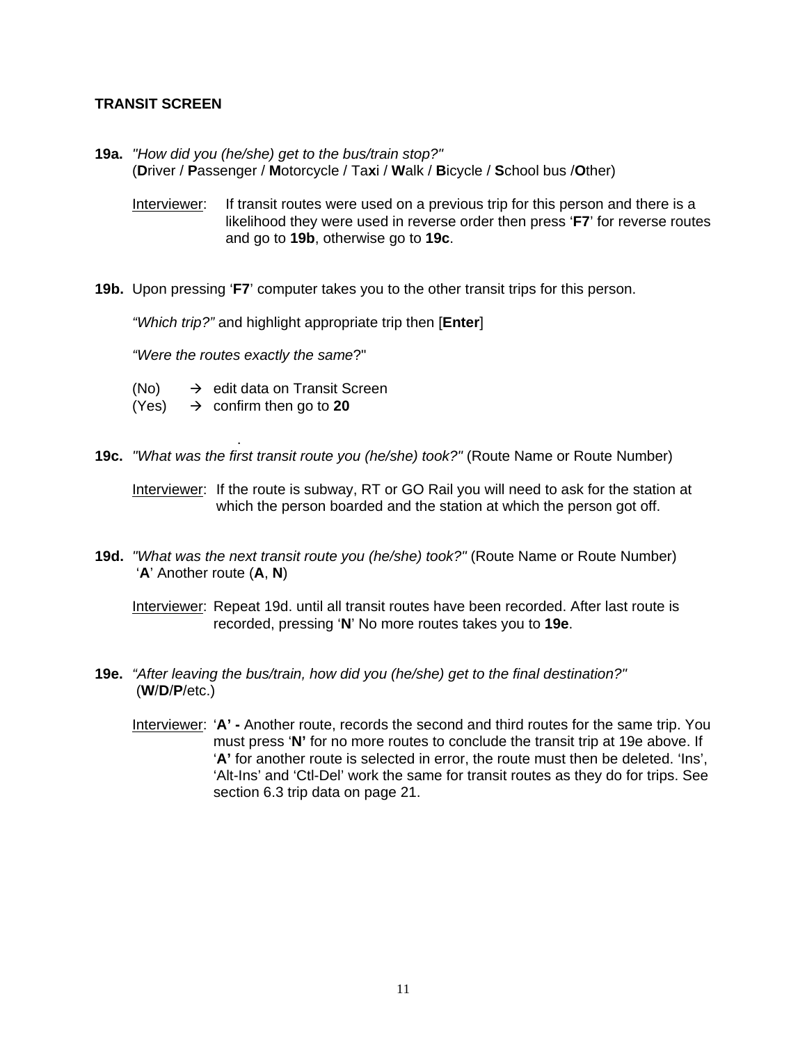## TRANSIT SCREEN

**19a.** *"How did you (he/she) get to the bus/train stop?"*
(**D**river / **P**assenger / **M**otorcycle / Ta**x**i / **W**alk / **B**icycle / **S**chool bus /**O**ther)

<u>Interviewer</u>: If transit routes were used on a previous trip for this person and there is a likelihood they were used in reverse order then press '**F7**' for reverse routes and go to **19b**, otherwise go to **19c**.

**19b.** Upon pressing '**F7**' computer takes you to the other transit trips for this person.

*"Which trip?"* and highlight appropriate trip then [**Enter**]

*"Were the routes exactly the same*?"

(No) → edit data on Transit Screen
(Yes) → confirm then go to **20**

**19c.** *"What was the first transit route you (he/she) took?"* (Route Name or Route Number)

<u>Interviewer</u>: If the route is subway, RT or GO Rail you will need to ask for the station at which the person boarded and the station at which the person got off.

**19d.** *"What was the next transit route you (he/she) took?"* (Route Name or Route Number)
'**A**' Another route (**A**, **N**)

<u>Interviewer</u>: Repeat 19d. until all transit routes have been recorded. After last route is recorded, pressing '**N**' No more routes takes you to **19e**.

**19e.** *"After leaving the bus/train, how did you (he/she) get to the final destination?"*
(**W**/**D**/**P**/etc.)

<u>Interviewer</u>: '**A' -** Another route, records the second and third routes for the same trip. You must press '**N'** for no more routes to conclude the transit trip at 19e above. If '**A'** for another route is selected in error, the route must then be deleted. 'Ins', 'Alt-Ins' and 'Ctl-Del' work the same for transit routes as they do for trips. See section 6.3 trip data on page 21.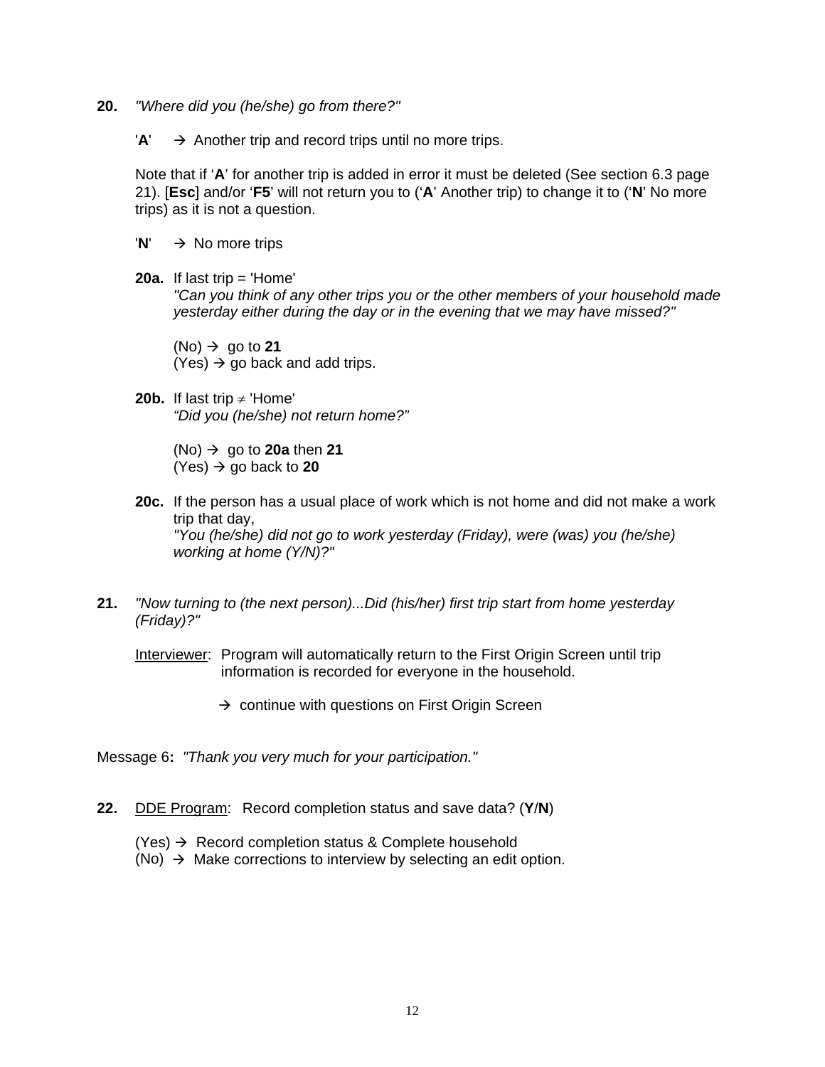**20.** *"Where did you (he/she) go from there?"*

'**A**' → Another trip and record trips until no more trips.

Note that if '**A**' for another trip is added in error it must be deleted (See section 6.3 page 21). [**Esc**] and/or '**F5**' will not return you to ('**A**' Another trip) to change it to ('**N**' No more trips) as it is not a question.

'**N**' → No more trips

**20a.** If last trip = 'Home'
*"Can you think of any other trips you or the other members of your household made yesterday either during the day or in the evening that we may have missed?"*

(No) → go to **21**
(Yes) → go back and add trips.

**20b.** If last trip ≠ 'Home'
*"Did you (he/she) not return home?"*

(No) → go to **20a** then **21**
(Yes) → go back to **20**

**20c.** If the person has a usual place of work which is not home and did not make a work trip that day,
*"You (he/she) did not go to work yesterday (Friday), were (was) you (he/she) working at home (Y/N)?"*

**21.** *"Now turning to (the next person)...Did (his/her) first trip start from home yesterday (Friday)?"*

Interviewer: Program will automatically return to the First Origin Screen until trip information is recorded for everyone in the household.

→ continue with questions on First Origin Screen

Message 6**:** *"Thank you very much for your participation."*

**22.** DDE Program: Record completion status and save data? (**Y**/**N**)

(Yes) → Record completion status & Complete household
(No) → Make corrections to interview by selecting an edit option.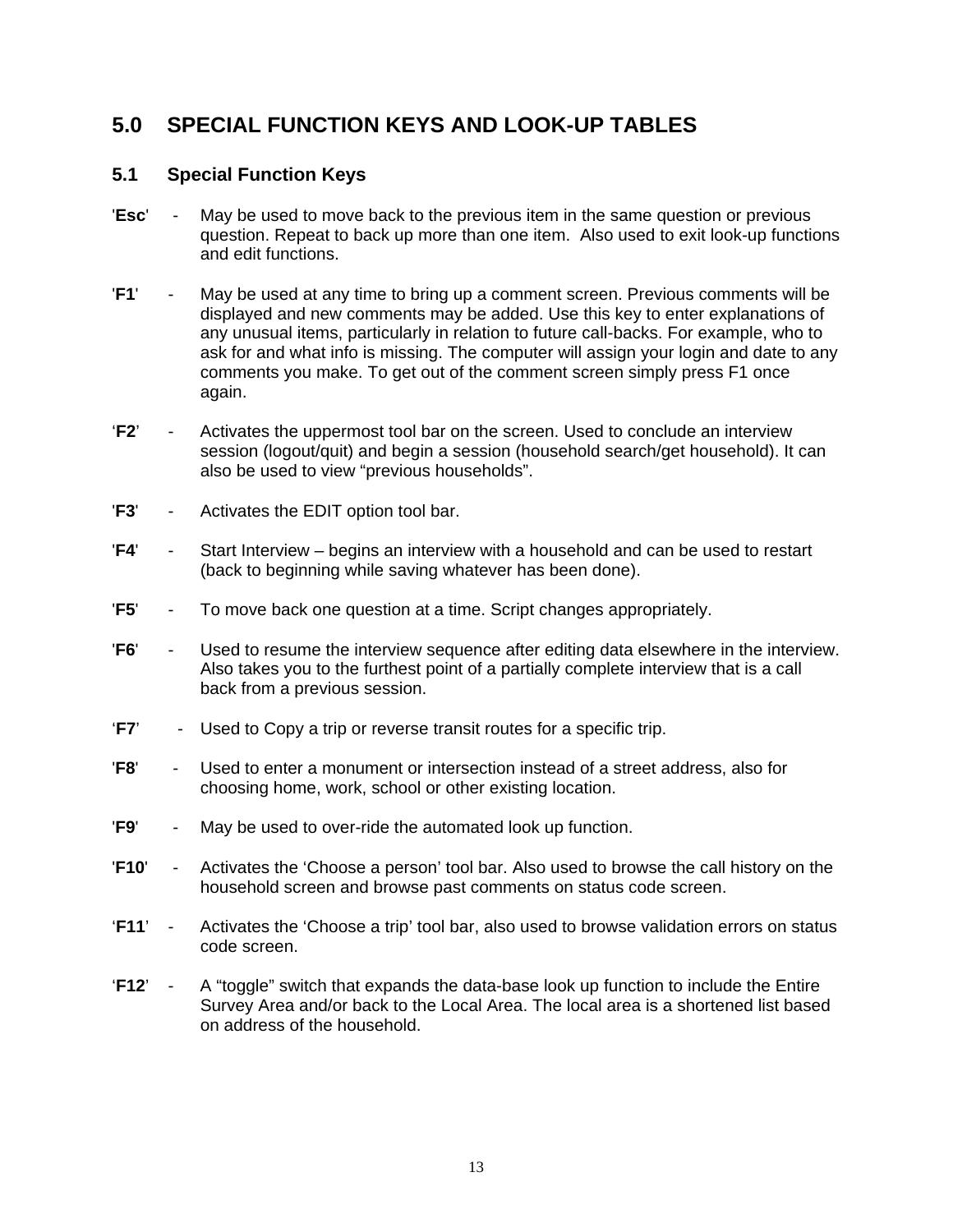# 5.0 SPECIAL FUNCTION KEYS AND LOOK-UP TABLES

## 5.1 Special Function Keys

'**Esc**' - May be used to move back to the previous item in the same question or previous question. Repeat to back up more than one item. Also used to exit look-up functions and edit functions.

'**F1**' - May be used at any time to bring up a comment screen. Previous comments will be displayed and new comments may be added. Use this key to enter explanations of any unusual items, particularly in relation to future call-backs. For example, who to ask for and what info is missing. The computer will assign your login and date to any comments you make. To get out of the comment screen simply press F1 once again.

'**F2**' - Activates the uppermost tool bar on the screen. Used to conclude an interview session (logout/quit) and begin a session (household search/get household). It can also be used to view "previous households".

'**F3**' - Activates the EDIT option tool bar.

'**F4**' - Start Interview – begins an interview with a household and can be used to restart (back to beginning while saving whatever has been done).

'**F5**' - To move back one question at a time. Script changes appropriately.

'**F6**' - Used to resume the interview sequence after editing data elsewhere in the interview. Also takes you to the furthest point of a partially complete interview that is a call back from a previous session.

'**F7**' - Used to Copy a trip or reverse transit routes for a specific trip.

'**F8**' - Used to enter a monument or intersection instead of a street address, also for choosing home, work, school or other existing location.

'**F9**' - May be used to over-ride the automated look up function.

'**F10**' - Activates the 'Choose a person' tool bar. Also used to browse the call history on the household screen and browse past comments on status code screen.

'**F11**' - Activates the 'Choose a trip' tool bar, also used to browse validation errors on status code screen.

'**F12**' - A "toggle" switch that expands the data-base look up function to include the Entire Survey Area and/or back to the Local Area. The local area is a shortened list based on address of the household.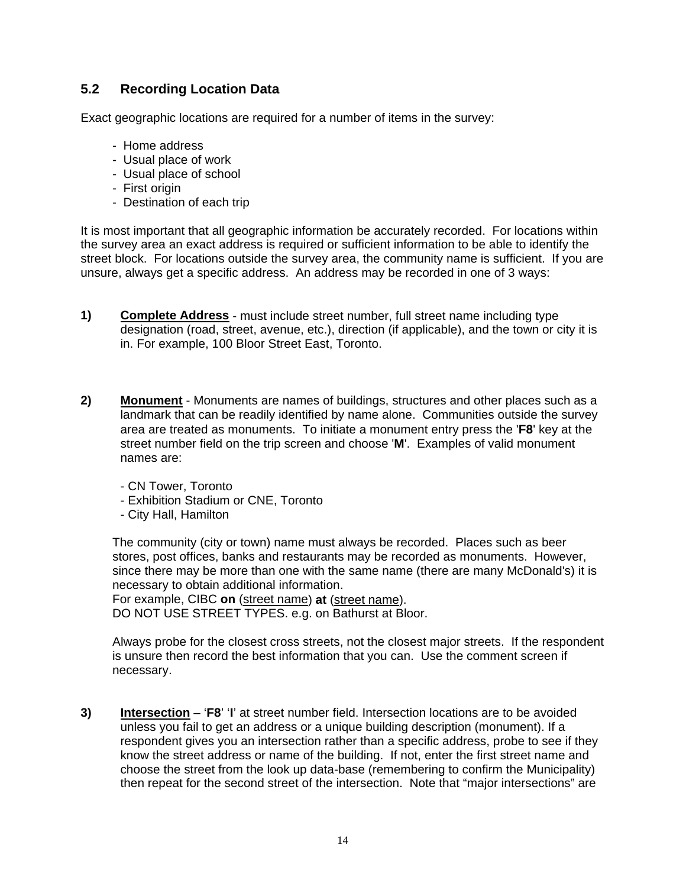## 5.2 Recording Location Data

Exact geographic locations are required for a number of items in the survey:

- Home address
- Usual place of work
- Usual place of school
- First origin
- Destination of each trip

It is most important that all geographic information be accurately recorded. For locations within the survey area an exact address is required or sufficient information to be able to identify the street block. For locations outside the survey area, the community name is sufficient. If you are unsure, always get a specific address. An address may be recorded in one of 3 ways:

**1)** **Complete Address** - must include street number, full street name including type designation (road, street, avenue, etc.), direction (if applicable), and the town or city it is in. For example, 100 Bloor Street East, Toronto.

**2)** **Monument** - Monuments are names of buildings, structures and other places such as a landmark that can be readily identified by name alone. Communities outside the survey area are treated as monuments. To initiate a monument entry press the '**F8**' key at the street number field on the trip screen and choose '**M**'. Examples of valid monument names are:

- CN Tower, Toronto
- Exhibition Stadium or CNE, Toronto
- City Hall, Hamilton

The community (city or town) name must always be recorded. Places such as beer stores, post offices, banks and restaurants may be recorded as monuments. However, since there may be more than one with the same name (there are many McDonald's) it is necessary to obtain additional information.
For example, CIBC **on** (street name) **at** (street name).
DO NOT USE STREET TYPES. e.g. on Bathurst at Bloor.

Always probe for the closest cross streets, not the closest major streets. If the respondent is unsure then record the best information that you can. Use the comment screen if necessary.

**3)** **Intersection** – '**F8**' '**I**' at street number field. Intersection locations are to be avoided unless you fail to get an address or a unique building description (monument). If a respondent gives you an intersection rather than a specific address, probe to see if they know the street address or name of the building. If not, enter the first street name and choose the street from the look up data-base (remembering to confirm the Municipality) then repeat for the second street of the intersection. Note that "major intersections" are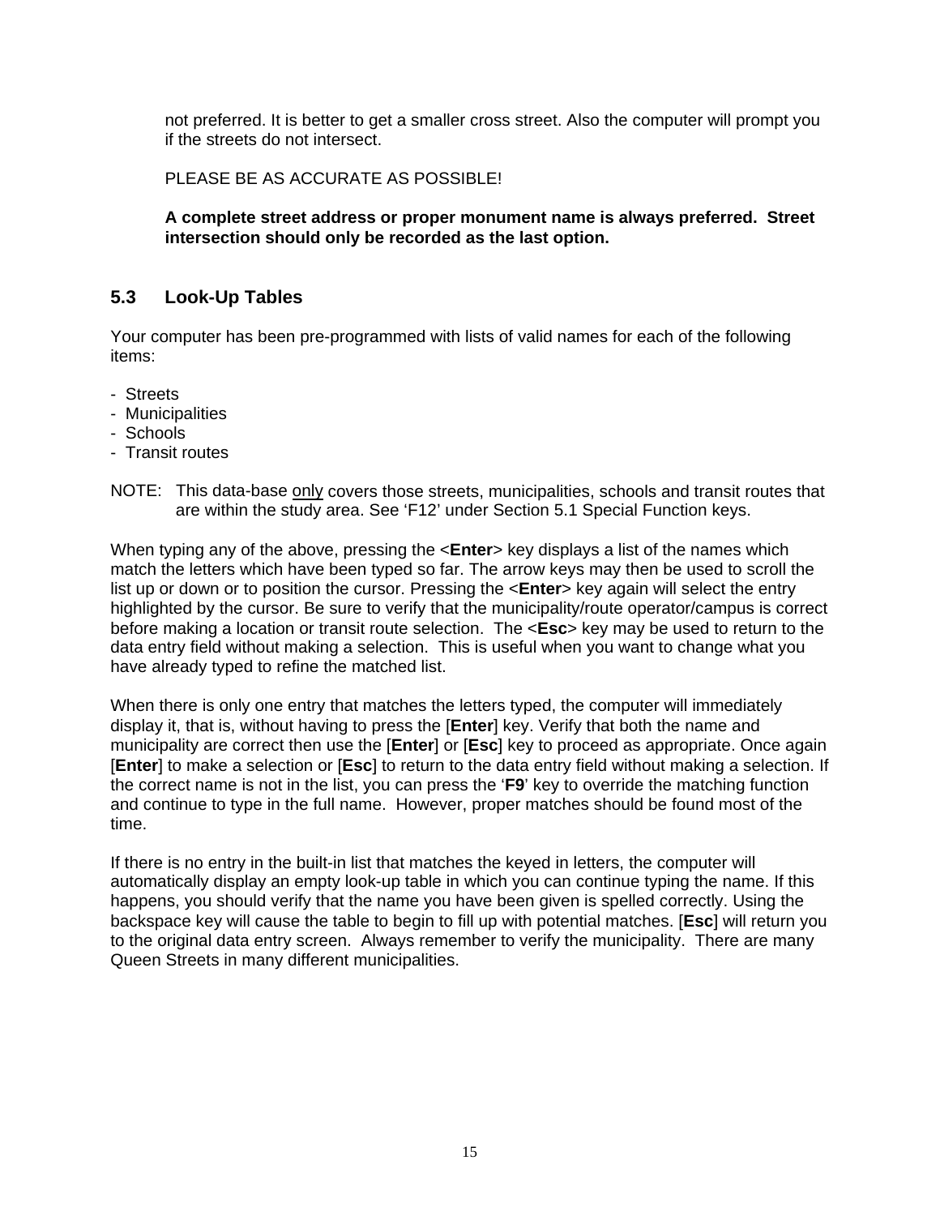not preferred. It is better to get a smaller cross street. Also the computer will prompt you if the streets do not intersect.

PLEASE BE AS ACCURATE AS POSSIBLE!

**A complete street address or proper monument name is always preferred. Street intersection should only be recorded as the last option.**

## 5.3 Look-Up Tables

Your computer has been pre-programmed with lists of valid names for each of the following items:

- Streets
- Municipalities
- Schools
- Transit routes

NOTE: This data-base <u>only</u> covers those streets, municipalities, schools and transit routes that are within the study area. See 'F12' under Section 5.1 Special Function keys.

When typing any of the above, pressing the <**Enter**> key displays a list of the names which match the letters which have been typed so far. The arrow keys may then be used to scroll the list up or down or to position the cursor. Pressing the <**Enter**> key again will select the entry highlighted by the cursor. Be sure to verify that the municipality/route operator/campus is correct before making a location or transit route selection. The <**Esc**> key may be used to return to the data entry field without making a selection. This is useful when you want to change what you have already typed to refine the matched list.

When there is only one entry that matches the letters typed, the computer will immediately display it, that is, without having to press the [**Enter**] key. Verify that both the name and municipality are correct then use the [**Enter**] or [**Esc**] key to proceed as appropriate. Once again [**Enter**] to make a selection or [**Esc**] to return to the data entry field without making a selection. If the correct name is not in the list, you can press the '**F9**' key to override the matching function and continue to type in the full name. However, proper matches should be found most of the time.

If there is no entry in the built-in list that matches the keyed in letters, the computer will automatically display an empty look-up table in which you can continue typing the name. If this happens, you should verify that the name you have been given is spelled correctly. Using the backspace key will cause the table to begin to fill up with potential matches. [**Esc**] will return you to the original data entry screen. Always remember to verify the municipality. There are many Queen Streets in many different municipalities.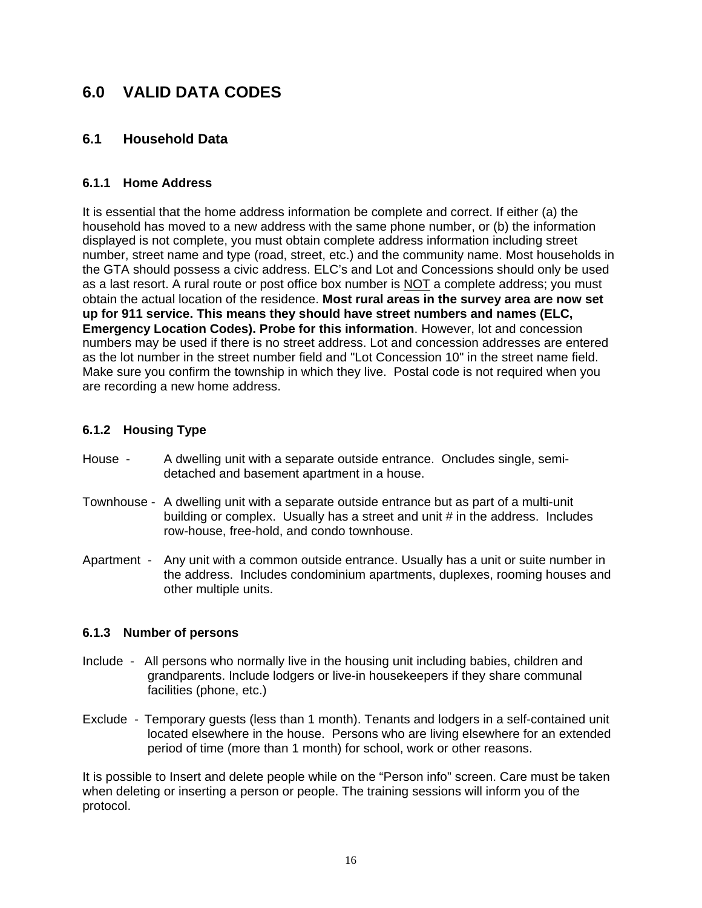# 6.0 VALID DATA CODES

## 6.1 Household Data

### 6.1.1 Home Address

It is essential that the home address information be complete and correct. If either (a) the household has moved to a new address with the same phone number, or (b) the information displayed is not complete, you must obtain complete address information including street number, street name and type (road, street, etc.) and the community name. Most households in the GTA should possess a civic address. ELC's and Lot and Concessions should only be used as a last resort. A rural route or post office box number is NOT a complete address; you must obtain the actual location of the residence. **Most rural areas in the survey area are now set up for 911 service. This means they should have street numbers and names (ELC, Emergency Location Codes). Probe for this information**. However, lot and concession numbers may be used if there is no street address. Lot and concession addresses are entered as the lot number in the street number field and "Lot Concession 10" in the street name field. Make sure you confirm the township in which they live. Postal code is not required when you are recording a new home address.

### 6.1.2 Housing Type

House - A dwelling unit with a separate outside entrance. Oncludes single, semi-detached and basement apartment in a house.

Townhouse - A dwelling unit with a separate outside entrance but as part of a multi-unit building or complex. Usually has a street and unit # in the address. Includes row-house, free-hold, and condo townhouse.

Apartment - Any unit with a common outside entrance. Usually has a unit or suite number in the address. Includes condominium apartments, duplexes, rooming houses and other multiple units.

### 6.1.3 Number of persons

Include - All persons who normally live in the housing unit including babies, children and grandparents. Include lodgers or live-in housekeepers if they share communal facilities (phone, etc.)

Exclude - Temporary guests (less than 1 month). Tenants and lodgers in a self-contained unit located elsewhere in the house. Persons who are living elsewhere for an extended period of time (more than 1 month) for school, work or other reasons.

It is possible to Insert and delete people while on the "Person info" screen. Care must be taken when deleting or inserting a person or people. The training sessions will inform you of the protocol.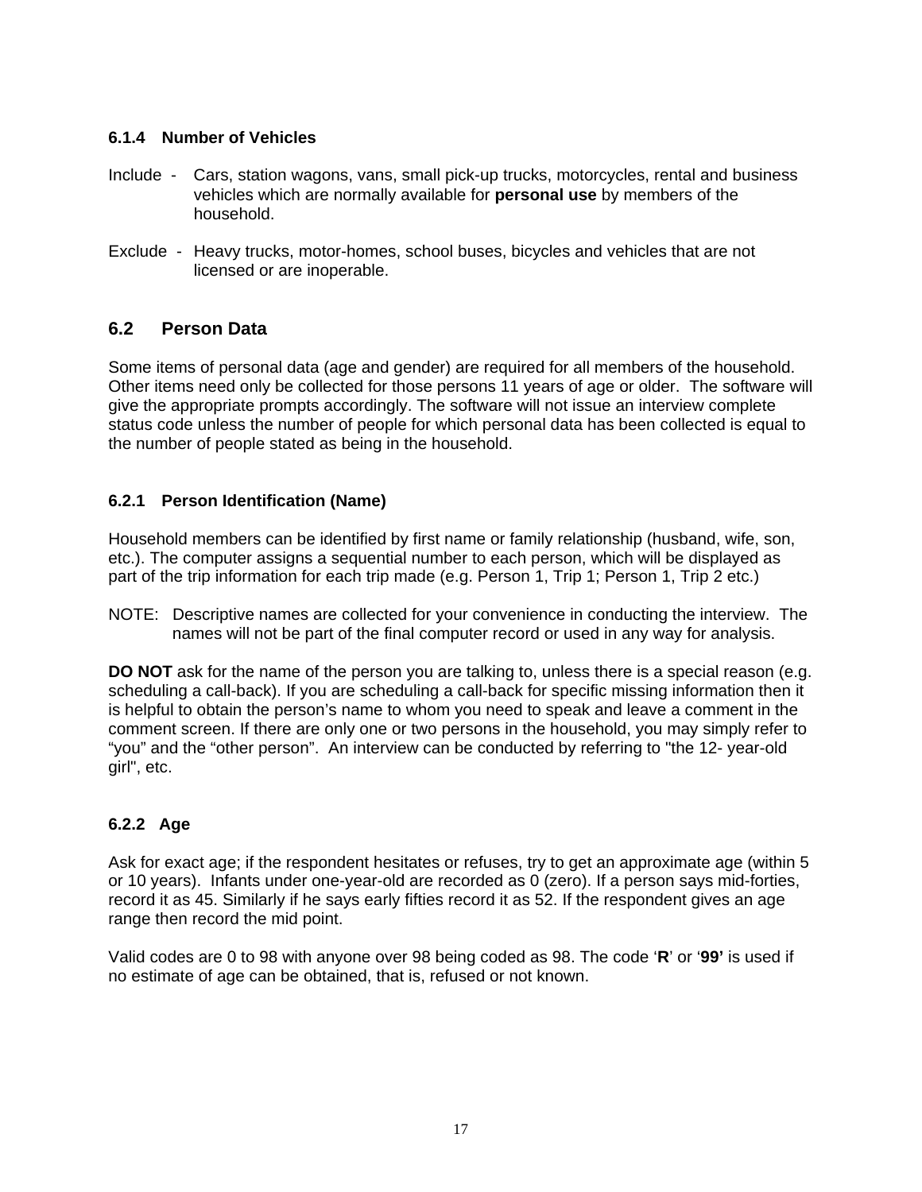### 6.1.4 Number of Vehicles

Include - Cars, station wagons, vans, small pick-up trucks, motorcycles, rental and business vehicles which are normally available for **personal use** by members of the household.

Exclude - Heavy trucks, motor-homes, school buses, bicycles and vehicles that are not licensed or are inoperable.

## 6.2 Person Data

Some items of personal data (age and gender) are required for all members of the household. Other items need only be collected for those persons 11 years of age or older. The software will give the appropriate prompts accordingly. The software will not issue an interview complete status code unless the number of people for which personal data has been collected is equal to the number of people stated as being in the household.

### 6.2.1 Person Identification (Name)

Household members can be identified by first name or family relationship (husband, wife, son, etc.). The computer assigns a sequential number to each person, which will be displayed as part of the trip information for each trip made (e.g. Person 1, Trip 1; Person 1, Trip 2 etc.)

NOTE: Descriptive names are collected for your convenience in conducting the interview. The names will not be part of the final computer record or used in any way for analysis.

**DO NOT** ask for the name of the person you are talking to, unless there is a special reason (e.g. scheduling a call-back). If you are scheduling a call-back for specific missing information then it is helpful to obtain the person's name to whom you need to speak and leave a comment in the comment screen. If there are only one or two persons in the household, you may simply refer to "you" and the "other person". An interview can be conducted by referring to "the 12- year-old girl", etc.

### 6.2.2 Age

Ask for exact age; if the respondent hesitates or refuses, try to get an approximate age (within 5 or 10 years). Infants under one-year-old are recorded as 0 (zero). If a person says mid-forties, record it as 45. Similarly if he says early fifties record it as 52. If the respondent gives an age range then record the mid point.

Valid codes are 0 to 98 with anyone over 98 being coded as 98. The code '**R**' or '**99'** is used if no estimate of age can be obtained, that is, refused or not known.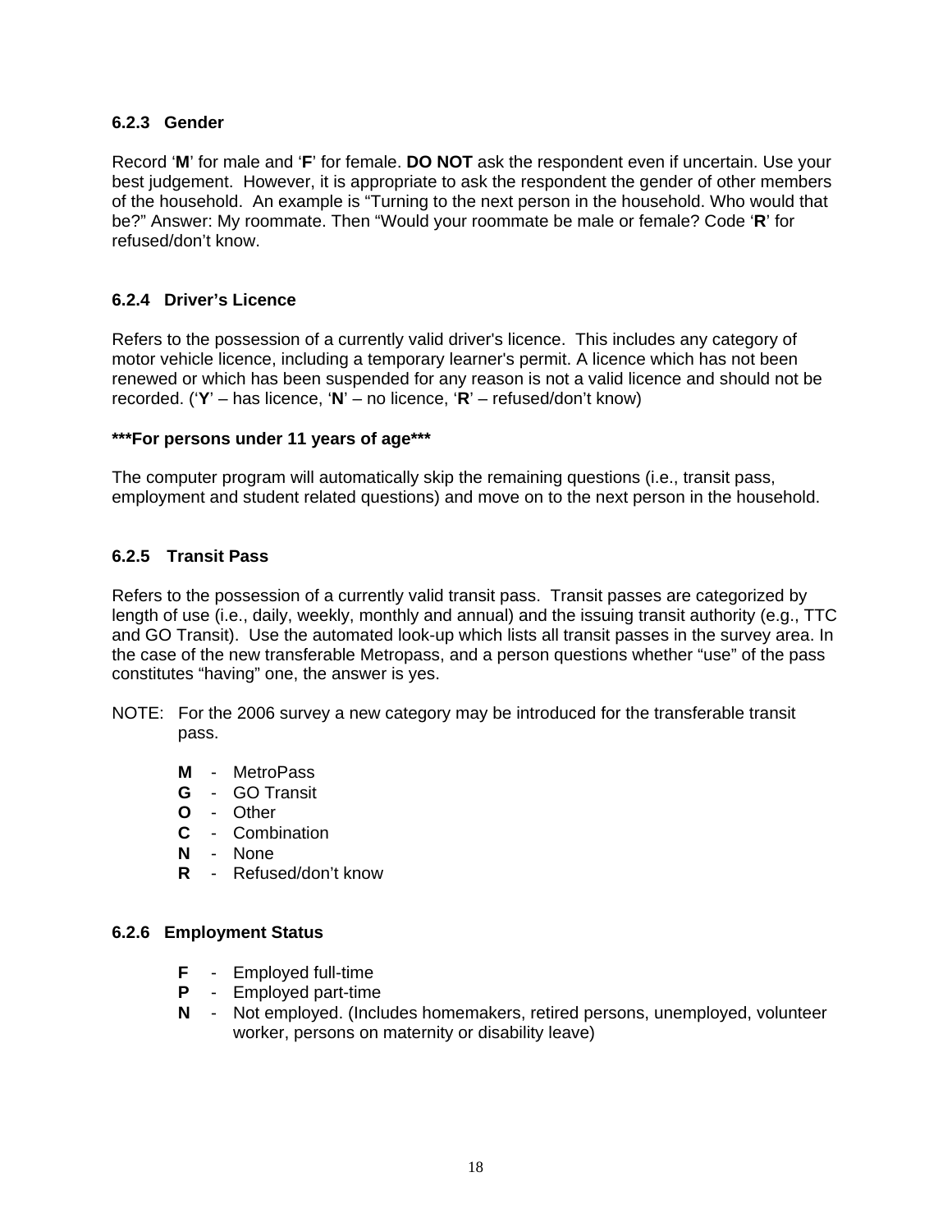### 6.2.3 Gender

Record ‘**M**’ for male and ‘**F**’ for female. **DO NOT** ask the respondent even if uncertain. Use your best judgement. However, it is appropriate to ask the respondent the gender of other members of the household. An example is “Turning to the next person in the household. Who would that be?” Answer: My roommate. Then “Would your roommate be male or female? Code ‘**R**’ for refused/don’t know.

### 6.2.4 Driver’s Licence

Refers to the possession of a currently valid driver's licence. This includes any category of motor vehicle licence, including a temporary learner's permit. A licence which has not been renewed or which has been suspended for any reason is not a valid licence and should not be recorded. (‘**Y**’ – has licence, ‘**N**’ – no licence, ‘**R**’ – refused/don’t know)

**\*\*\*For persons under 11 years of age\*\*\***

The computer program will automatically skip the remaining questions (i.e., transit pass, employment and student related questions) and move on to the next person in the household.

### 6.2.5 Transit Pass

Refers to the possession of a currently valid transit pass. Transit passes are categorized by length of use (i.e., daily, weekly, monthly and annual) and the issuing transit authority (e.g., TTC and GO Transit). Use the automated look-up which lists all transit passes in the survey area. In the case of the new transferable Metropass, and a person questions whether “use” of the pass constitutes “having” one, the answer is yes.

NOTE: For the 2006 survey a new category may be introduced for the transferable transit pass.

- **M** - MetroPass
- **G** - GO Transit
- **O** - Other
- **C** - Combination
- **N** - None
- **R** - Refused/don’t know

### 6.2.6 Employment Status

- **F** - Employed full-time
- **P** - Employed part-time
- **N** - Not employed. (Includes homemakers, retired persons, unemployed, volunteer worker, persons on maternity or disability leave)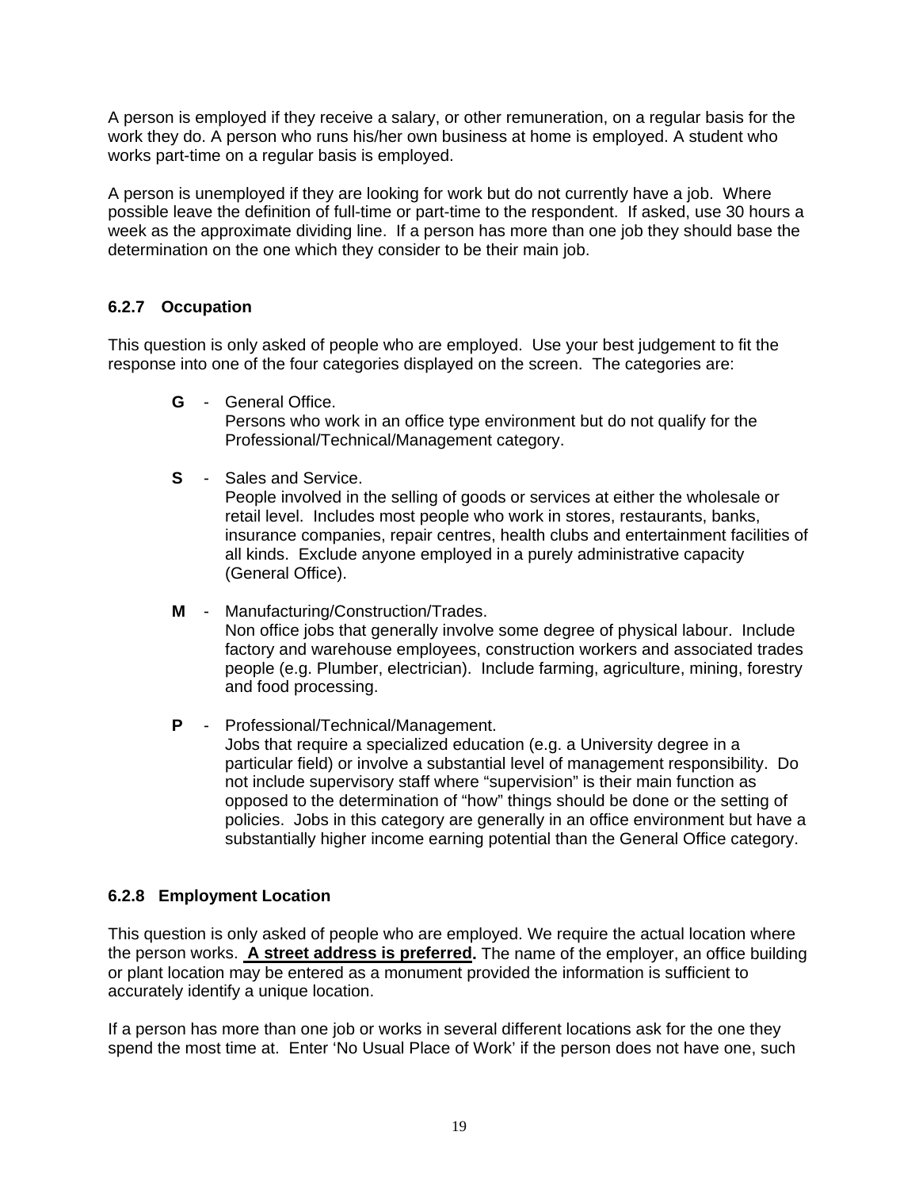A person is employed if they receive a salary, or other remuneration, on a regular basis for the work they do. A person who runs his/her own business at home is employed. A student who works part-time on a regular basis is employed.

A person is unemployed if they are looking for work but do not currently have a job. Where possible leave the definition of full-time or part-time to the respondent. If asked, use 30 hours a week as the approximate dividing line. If a person has more than one job they should base the determination on the one which they consider to be their main job.

### 6.2.7 Occupation

This question is only asked of people who are employed. Use your best judgement to fit the response into one of the four categories displayed on the screen. The categories are:

- **G** - General Office.
  Persons who work in an office type environment but do not qualify for the Professional/Technical/Management category.

- **S** - Sales and Service.
  People involved in the selling of goods or services at either the wholesale or retail level. Includes most people who work in stores, restaurants, banks, insurance companies, repair centres, health clubs and entertainment facilities of all kinds. Exclude anyone employed in a purely administrative capacity (General Office).

- **M** - Manufacturing/Construction/Trades.
  Non office jobs that generally involve some degree of physical labour. Include factory and warehouse employees, construction workers and associated trades people (e.g. Plumber, electrician). Include farming, agriculture, mining, forestry and food processing.

- **P** - Professional/Technical/Management.
  Jobs that require a specialized education (e.g. a University degree in a particular field) or involve a substantial level of management responsibility. Do not include supervisory staff where "supervision" is their main function as opposed to the determination of "how" things should be done or the setting of policies. Jobs in this category are generally in an office environment but have a substantially higher income earning potential than the General Office category.

### 6.2.8 Employment Location

This question is only asked of people who are employed. We require the actual location where the person works. **<u>A street address is preferred</u>.** The name of the employer, an office building or plant location may be entered as a monument provided the information is sufficient to accurately identify a unique location.

If a person has more than one job or works in several different locations ask for the one they spend the most time at. Enter 'No Usual Place of Work' if the person does not have one, such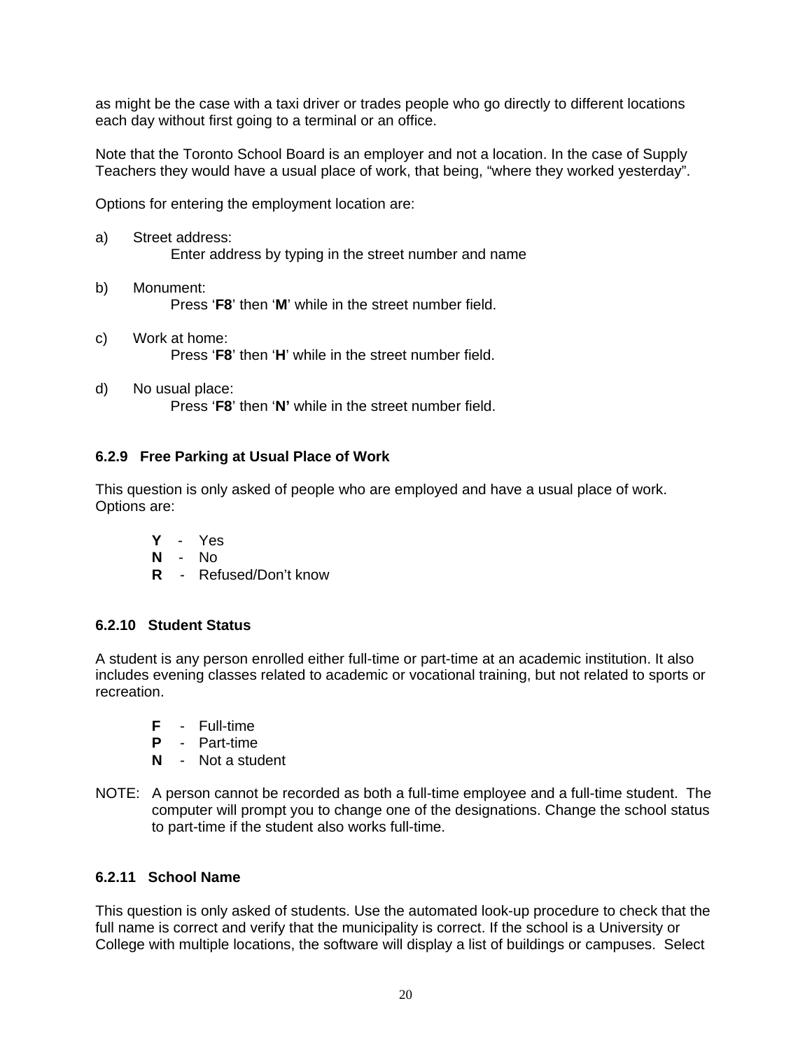as might be the case with a taxi driver or trades people who go directly to different locations each day without first going to a terminal or an office.

Note that the Toronto School Board is an employer and not a location. In the case of Supply Teachers they would have a usual place of work, that being, “where they worked yesterday”.

Options for entering the employment location are:

a) Street address:
   Enter address by typing in the street number and name

b) Monument:
   Press ‘**F8**’ then ‘**M**’ while in the street number field.

c) Work at home:
   Press ‘**F8**’ then ‘**H**’ while in the street number field.

d) No usual place:
   Press ‘**F8**’ then ‘**N’** while in the street number field.

### 6.2.9 Free Parking at Usual Place of Work

This question is only asked of people who are employed and have a usual place of work. Options are:

- **Y** - Yes
- **N** - No
- **R** - Refused/Don’t know

### 6.2.10 Student Status

A student is any person enrolled either full-time or part-time at an academic institution. It also includes evening classes related to academic or vocational training, but not related to sports or recreation.

- **F** - Full-time
- **P** - Part-time
- **N** - Not a student

NOTE: A person cannot be recorded as both a full-time employee and a full-time student. The computer will prompt you to change one of the designations. Change the school status to part-time if the student also works full-time.

### 6.2.11 School Name

This question is only asked of students. Use the automated look-up procedure to check that the full name is correct and verify that the municipality is correct. If the school is a University or College with multiple locations, the software will display a list of buildings or campuses. Select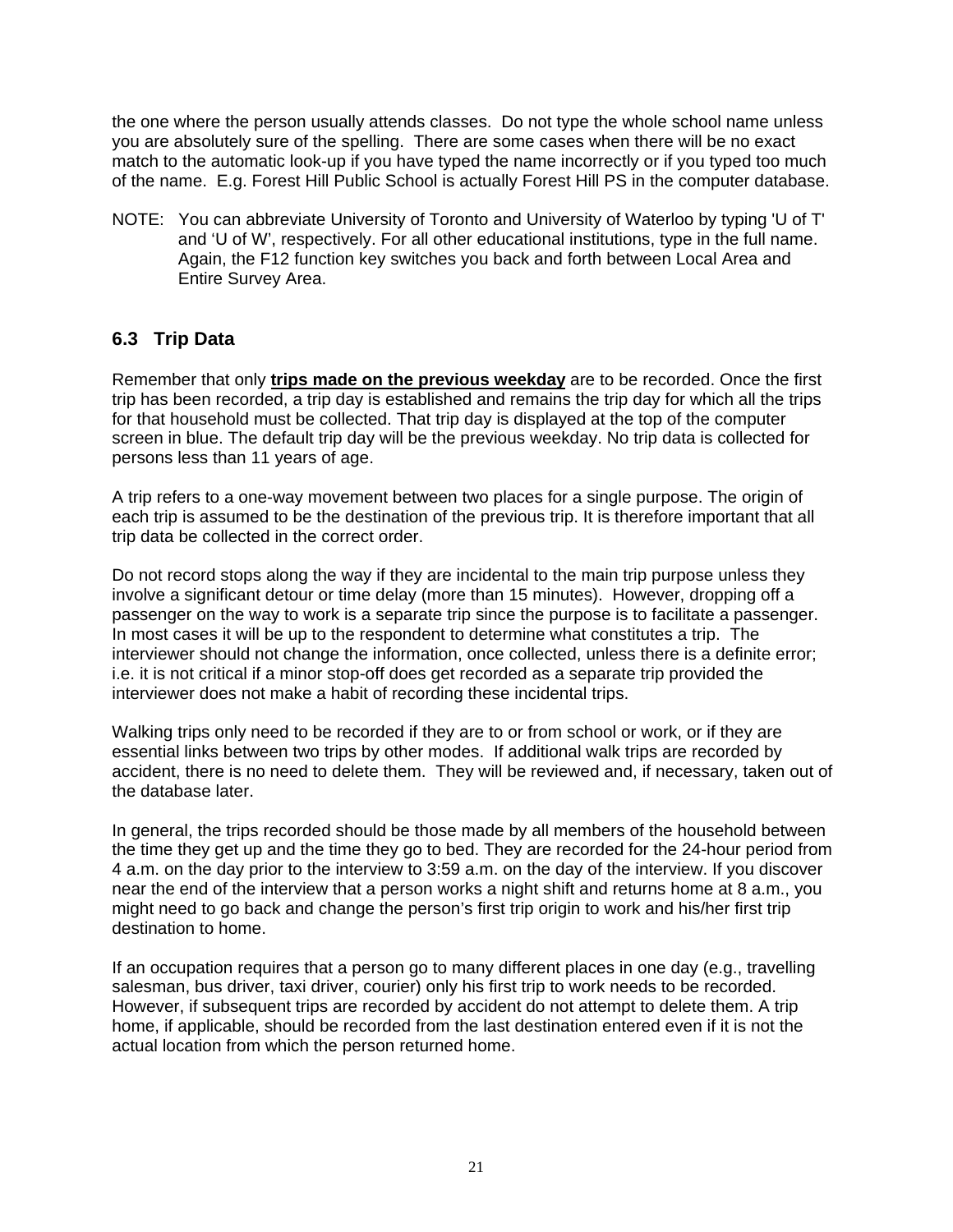the one where the person usually attends classes. Do not type the whole school name unless you are absolutely sure of the spelling. There are some cases when there will be no exact match to the automatic look-up if you have typed the name incorrectly or if you typed too much of the name. E.g. Forest Hill Public School is actually Forest Hill PS in the computer database.

NOTE: You can abbreviate University of Toronto and University of Waterloo by typing 'U of T' and 'U of W', respectively. For all other educational institutions, type in the full name. Again, the F12 function key switches you back and forth between Local Area and Entire Survey Area.

## 6.3 Trip Data

Remember that only **trips made on the previous weekday** are to be recorded. Once the first trip has been recorded, a trip day is established and remains the trip day for which all the trips for that household must be collected. That trip day is displayed at the top of the computer screen in blue. The default trip day will be the previous weekday. No trip data is collected for persons less than 11 years of age.

A trip refers to a one-way movement between two places for a single purpose. The origin of each trip is assumed to be the destination of the previous trip. It is therefore important that all trip data be collected in the correct order.

Do not record stops along the way if they are incidental to the main trip purpose unless they involve a significant detour or time delay (more than 15 minutes). However, dropping off a passenger on the way to work is a separate trip since the purpose is to facilitate a passenger. In most cases it will be up to the respondent to determine what constitutes a trip. The interviewer should not change the information, once collected, unless there is a definite error; i.e. it is not critical if a minor stop-off does get recorded as a separate trip provided the interviewer does not make a habit of recording these incidental trips.

Walking trips only need to be recorded if they are to or from school or work, or if they are essential links between two trips by other modes. If additional walk trips are recorded by accident, there is no need to delete them. They will be reviewed and, if necessary, taken out of the database later.

In general, the trips recorded should be those made by all members of the household between the time they get up and the time they go to bed. They are recorded for the 24-hour period from 4 a.m. on the day prior to the interview to 3:59 a.m. on the day of the interview. If you discover near the end of the interview that a person works a night shift and returns home at 8 a.m., you might need to go back and change the person's first trip origin to work and his/her first trip destination to home.

If an occupation requires that a person go to many different places in one day (e.g., travelling salesman, bus driver, taxi driver, courier) only his first trip to work needs to be recorded. However, if subsequent trips are recorded by accident do not attempt to delete them. A trip home, if applicable, should be recorded from the last destination entered even if it is not the actual location from which the person returned home.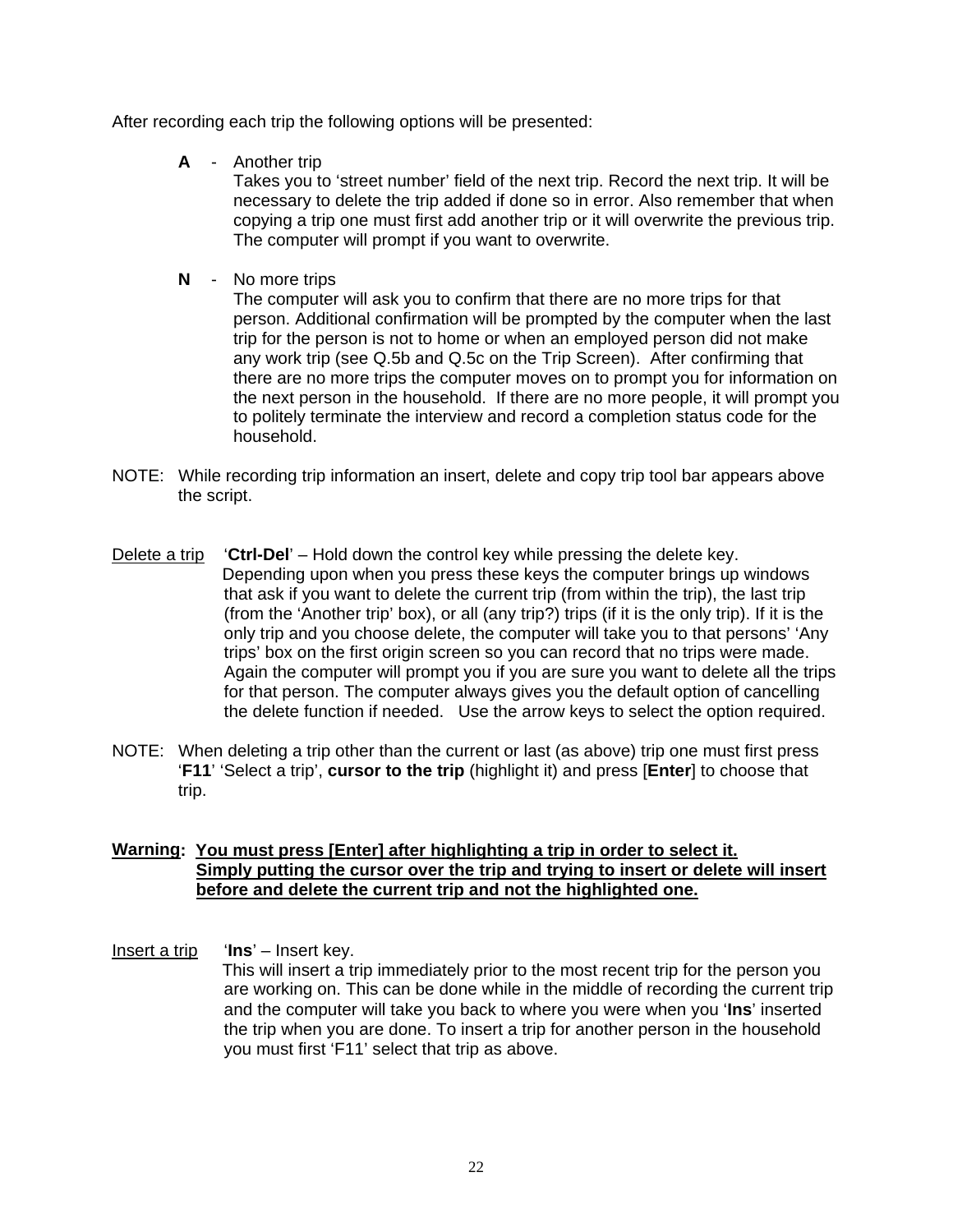After recording each trip the following options will be presented:

**A** - Another trip
Takes you to 'street number' field of the next trip. Record the next trip. It will be necessary to delete the trip added if done so in error. Also remember that when copying a trip one must first add another trip or it will overwrite the previous trip. The computer will prompt if you want to overwrite.

**N** - No more trips
The computer will ask you to confirm that there are no more trips for that person. Additional confirmation will be prompted by the computer when the last trip for the person is not to home or when an employed person did not make any work trip (see Q.5b and Q.5c on the Trip Screen). After confirming that there are no more trips the computer moves on to prompt you for information on the next person in the household. If there are no more people, it will prompt you to politely terminate the interview and record a completion status code for the household.

NOTE: While recording trip information an insert, delete and copy trip tool bar appears above the script.

<u>Delete a trip</u> '**Ctrl-Del**' – Hold down the control key while pressing the delete key. Depending upon when you press these keys the computer brings up windows that ask if you want to delete the current trip (from within the trip), the last trip (from the 'Another trip' box), or all (any trip?) trips (if it is the only trip). If it is the only trip and you choose delete, the computer will take you to that persons' 'Any trips' box on the first origin screen so you can record that no trips were made. Again the computer will prompt you if you are sure you want to delete all the trips for that person. The computer always gives you the default option of cancelling the delete function if needed. Use the arrow keys to select the option required.

NOTE: When deleting a trip other than the current or last (as above) trip one must first press '**F11**' 'Select a trip', **cursor to the trip** (highlight it) and press [**Enter**] to choose that trip.

**Warning: <u>You must press [Enter] after highlighting a trip in order to select it. Simply putting the cursor over the trip and trying to insert or delete will insert before and delete the current trip and not the highlighted one.</u>**

<u>Insert a trip</u> '**Ins**' – Insert key.
This will insert a trip immediately prior to the most recent trip for the person you are working on. This can be done while in the middle of recording the current trip and the computer will take you back to where you were when you '**Ins**' inserted the trip when you are done. To insert a trip for another person in the household you must first 'F11' select that trip as above.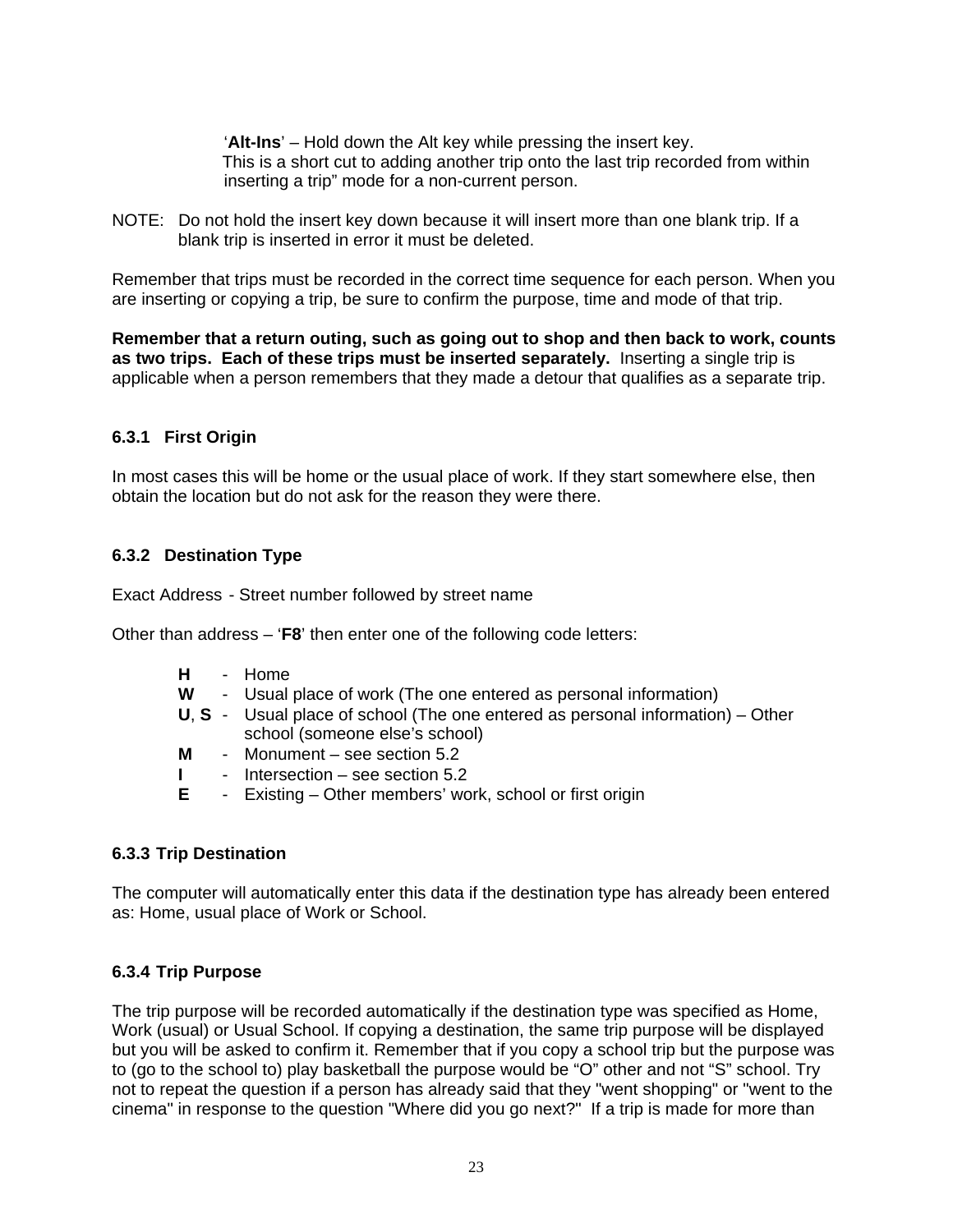'**Alt-Ins**' – Hold down the Alt key while pressing the insert key. This is a short cut to adding another trip onto the last trip recorded from within inserting a trip" mode for a non-current person.

NOTE: Do not hold the insert key down because it will insert more than one blank trip. If a blank trip is inserted in error it must be deleted.

Remember that trips must be recorded in the correct time sequence for each person. When you are inserting or copying a trip, be sure to confirm the purpose, time and mode of that trip.

**Remember that a return outing, such as going out to shop and then back to work, counts as two trips. Each of these trips must be inserted separately.** Inserting a single trip is applicable when a person remembers that they made a detour that qualifies as a separate trip.

### 6.3.1 First Origin

In most cases this will be home or the usual place of work. If they start somewhere else, then obtain the location but do not ask for the reason they were there.

### 6.3.2 Destination Type

Exact Address - Street number followed by street name

Other than address – '**F8**' then enter one of the following code letters:

- **H** - Home
- **W** - Usual place of work (The one entered as personal information)
- **U**, **S** - Usual place of school (The one entered as personal information) – Other school (someone else's school)
- **M** - Monument – see section 5.2
- **I** - Intersection – see section 5.2
- **E** - Existing – Other members' work, school or first origin

### 6.3.3 Trip Destination

The computer will automatically enter this data if the destination type has already been entered as: Home, usual place of Work or School.

### 6.3.4 Trip Purpose

The trip purpose will be recorded automatically if the destination type was specified as Home, Work (usual) or Usual School. If copying a destination, the same trip purpose will be displayed but you will be asked to confirm it. Remember that if you copy a school trip but the purpose was to (go to the school to) play basketball the purpose would be "O" other and not "S" school. Try not to repeat the question if a person has already said that they "went shopping" or "went to the cinema" in response to the question "Where did you go next?" If a trip is made for more than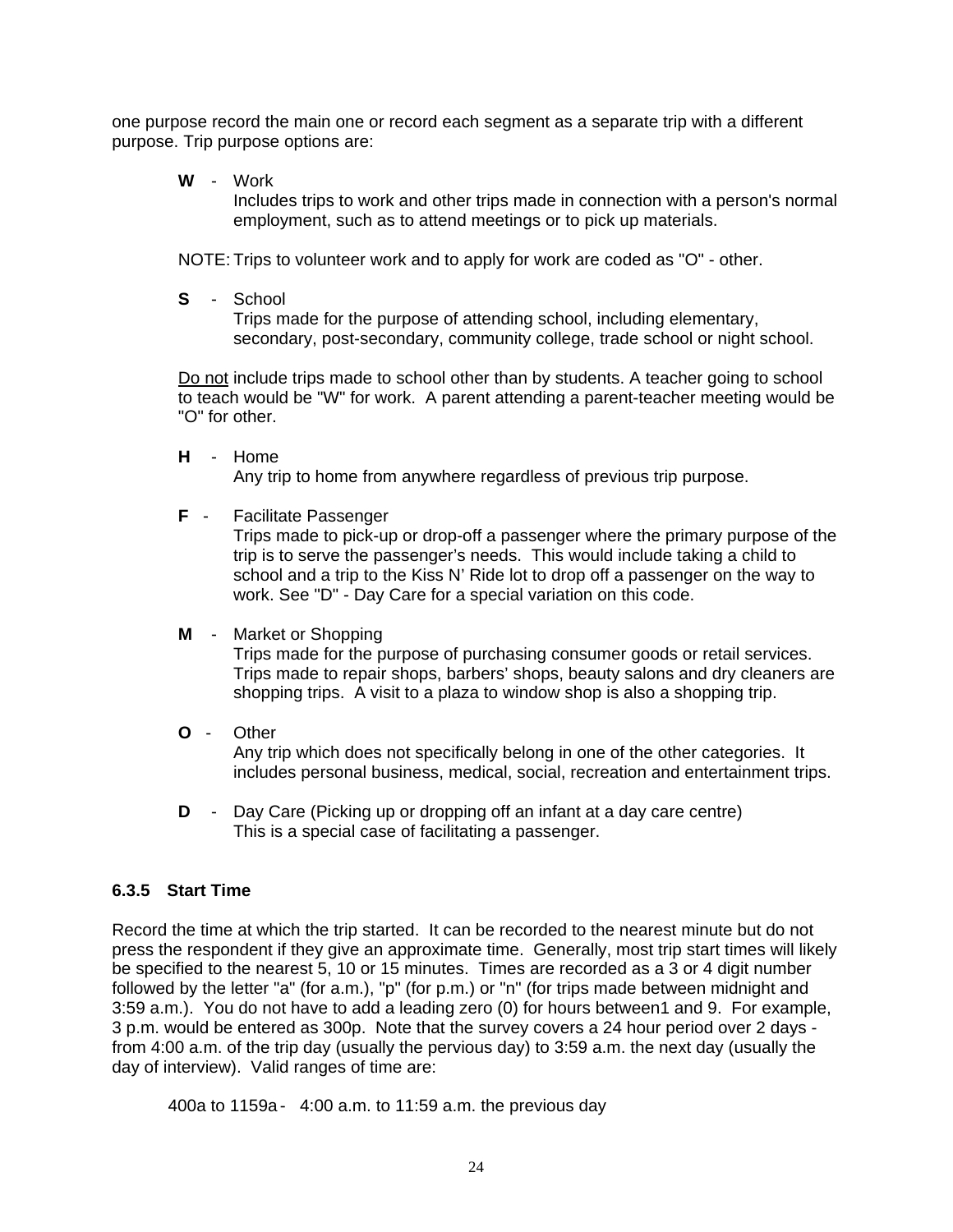one purpose record the main one or record each segment as a separate trip with a different purpose. Trip purpose options are:

**W** - Work
Includes trips to work and other trips made in connection with a person's normal employment, such as to attend meetings or to pick up materials.

NOTE: Trips to volunteer work and to apply for work are coded as "O" - other.

**S** - School
Trips made for the purpose of attending school, including elementary, secondary, post-secondary, community college, trade school or night school.

Do not include trips made to school other than by students. A teacher going to school to teach would be "W" for work. A parent attending a parent-teacher meeting would be "O" for other.

**H** - Home
Any trip to home from anywhere regardless of previous trip purpose.

**F** - Facilitate Passenger
Trips made to pick-up or drop-off a passenger where the primary purpose of the trip is to serve the passenger's needs. This would include taking a child to school and a trip to the Kiss N' Ride lot to drop off a passenger on the way to work. See "D" - Day Care for a special variation on this code.

**M** - Market or Shopping
Trips made for the purpose of purchasing consumer goods or retail services. Trips made to repair shops, barbers' shops, beauty salons and dry cleaners are shopping trips. A visit to a plaza to window shop is also a shopping trip.

**O** - Other
Any trip which does not specifically belong in one of the other categories. It includes personal business, medical, social, recreation and entertainment trips.

**D** - Day Care (Picking up or dropping off an infant at a day care centre)
This is a special case of facilitating a passenger.

### 6.3.5 Start Time

Record the time at which the trip started. It can be recorded to the nearest minute but do not press the respondent if they give an approximate time. Generally, most trip start times will likely be specified to the nearest 5, 10 or 15 minutes. Times are recorded as a 3 or 4 digit number followed by the letter "a" (for a.m.), "p" (for p.m.) or "n" (for trips made between midnight and 3:59 a.m.). You do not have to add a leading zero (0) for hours between1 and 9. For example, 3 p.m. would be entered as 300p. Note that the survey covers a 24 hour period over 2 days - from 4:00 a.m. of the trip day (usually the pervious day) to 3:59 a.m. the next day (usually the day of interview). Valid ranges of time are:

400a to 1159a - 4:00 a.m. to 11:59 a.m. the previous day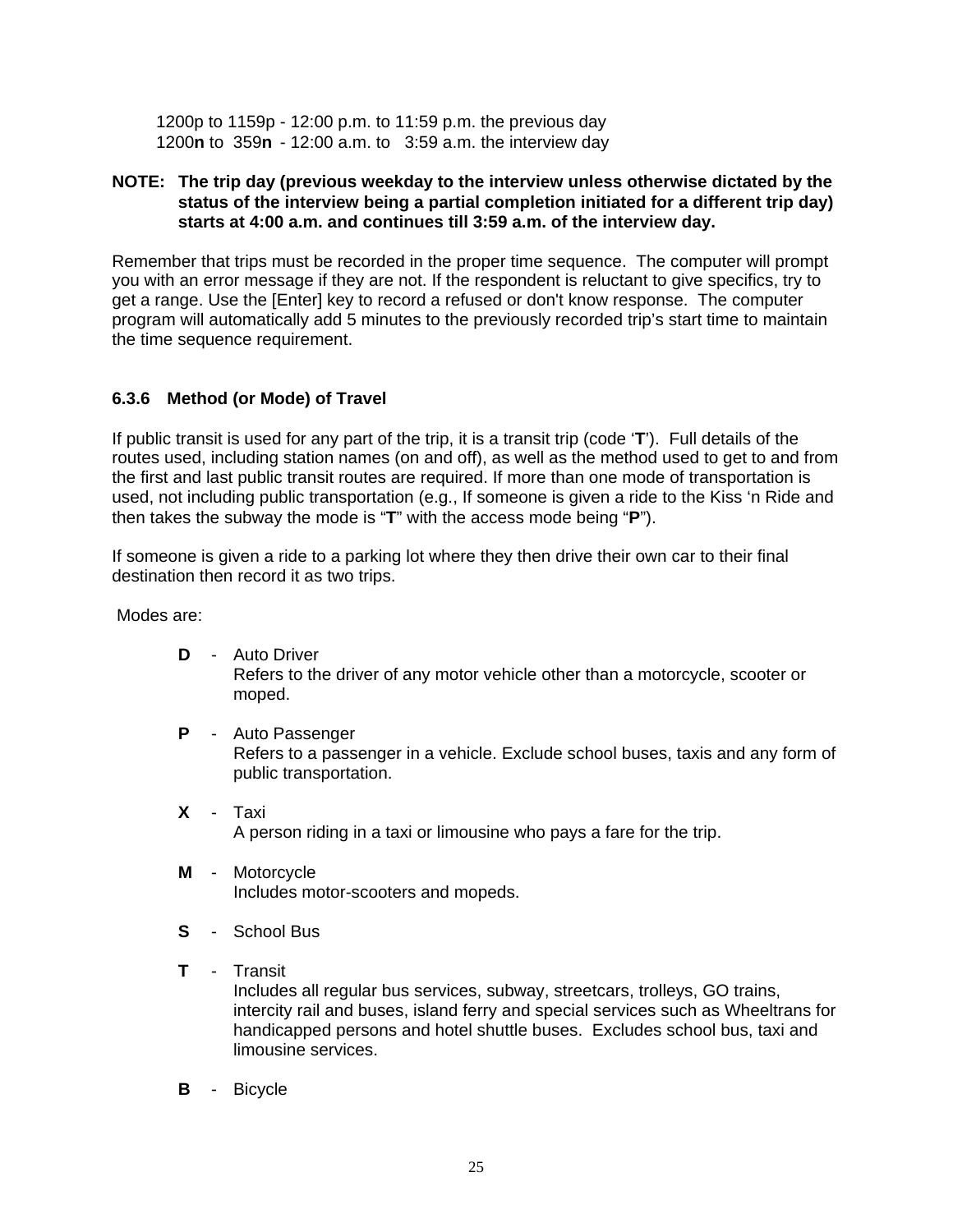1200p to 1159p - 12:00 p.m. to 11:59 p.m. the previous day
1200**n** to 359**n** - 12:00 a.m. to 3:59 a.m. the interview day

**NOTE: The trip day (previous weekday to the interview unless otherwise dictated by the status of the interview being a partial completion initiated for a different trip day) starts at 4:00 a.m. and continues till 3:59 a.m. of the interview day.**

Remember that trips must be recorded in the proper time sequence. The computer will prompt you with an error message if they are not. If the respondent is reluctant to give specifics, try to get a range. Use the [Enter] key to record a refused or don't know response. The computer program will automatically add 5 minutes to the previously recorded trip's start time to maintain the time sequence requirement.

### 6.3.6 Method (or Mode) of Travel

If public transit is used for any part of the trip, it is a transit trip (code '**T**'). Full details of the routes used, including station names (on and off), as well as the method used to get to and from the first and last public transit routes are required. If more than one mode of transportation is used, not including public transportation (e.g., If someone is given a ride to the Kiss 'n Ride and then takes the subway the mode is "**T**" with the access mode being "**P**").

If someone is given a ride to a parking lot where they then drive their own car to their final destination then record it as two trips.

Modes are:

- **D** - Auto Driver
  Refers to the driver of any motor vehicle other than a motorcycle, scooter or moped.

- **P** - Auto Passenger
  Refers to a passenger in a vehicle. Exclude school buses, taxis and any form of public transportation.

- **X** - Taxi
  A person riding in a taxi or limousine who pays a fare for the trip.

- **M** - Motorcycle
  Includes motor-scooters and mopeds.

- **S** - School Bus

- **T** - Transit
  Includes all regular bus services, subway, streetcars, trolleys, GO trains, intercity rail and buses, island ferry and special services such as Wheeltrans for handicapped persons and hotel shuttle buses. Excludes school bus, taxi and limousine services.

- **B** - Bicycle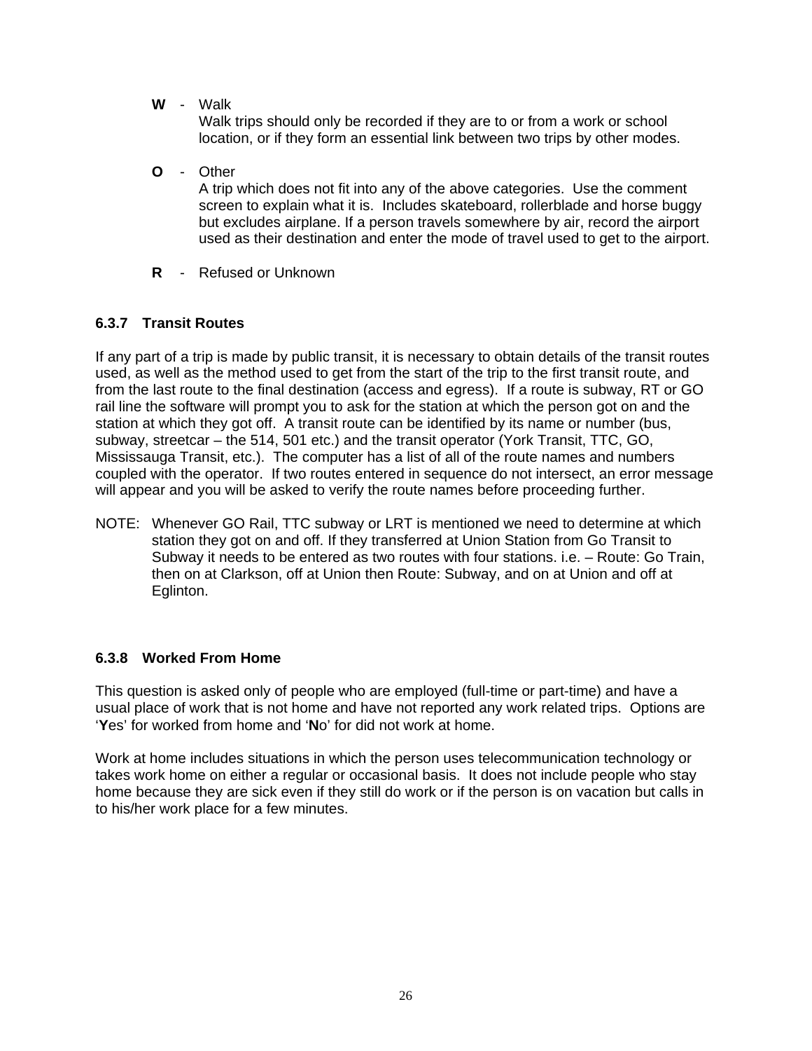- **W** - Walk
  Walk trips should only be recorded if they are to or from a work or school location, or if they form an essential link between two trips by other modes.

- **O** - Other
  A trip which does not fit into any of the above categories. Use the comment screen to explain what it is. Includes skateboard, rollerblade and horse buggy but excludes airplane. If a person travels somewhere by air, record the airport used as their destination and enter the mode of travel used to get to the airport.

- **R** - Refused or Unknown

### 6.3.7 Transit Routes

If any part of a trip is made by public transit, it is necessary to obtain details of the transit routes used, as well as the method used to get from the start of the trip to the first transit route, and from the last route to the final destination (access and egress). If a route is subway, RT or GO rail line the software will prompt you to ask for the station at which the person got on and the station at which they got off. A transit route can be identified by its name or number (bus, subway, streetcar – the 514, 501 etc.) and the transit operator (York Transit, TTC, GO, Mississauga Transit, etc.). The computer has a list of all of the route names and numbers coupled with the operator. If two routes entered in sequence do not intersect, an error message will appear and you will be asked to verify the route names before proceeding further.

NOTE: Whenever GO Rail, TTC subway or LRT is mentioned we need to determine at which station they got on and off. If they transferred at Union Station from Go Transit to Subway it needs to be entered as two routes with four stations. i.e. – Route: Go Train, then on at Clarkson, off at Union then Route: Subway, and on at Union and off at Eglinton.

### 6.3.8 Worked From Home

This question is asked only of people who are employed (full-time or part-time) and have a usual place of work that is not home and have not reported any work related trips. Options are '**Y**es' for worked from home and '**N**o' for did not work at home.

Work at home includes situations in which the person uses telecommunication technology or takes work home on either a regular or occasional basis. It does not include people who stay home because they are sick even if they still do work or if the person is on vacation but calls in to his/her work place for a few minutes.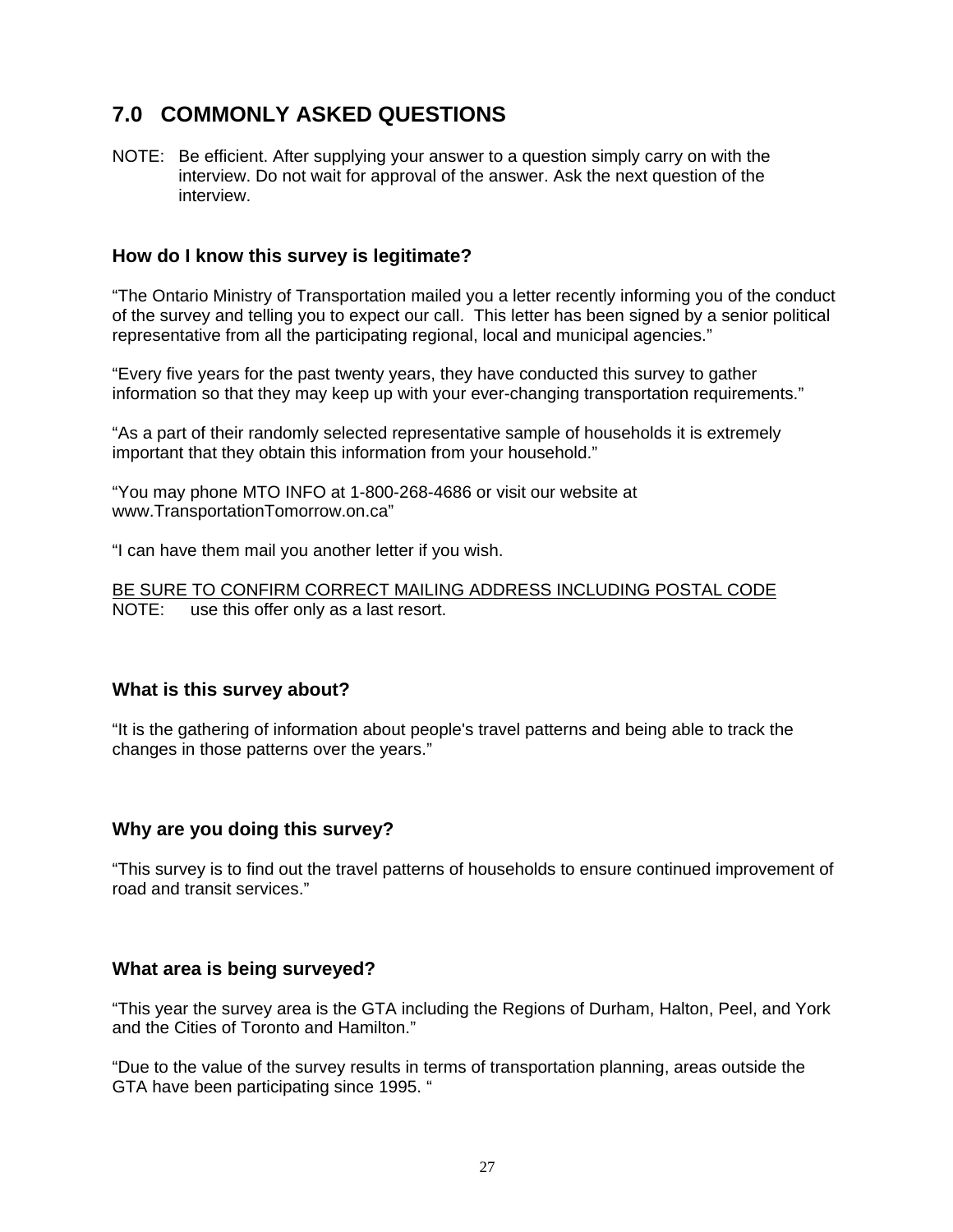## 7.0 COMMONLY ASKED QUESTIONS

NOTE: Be efficient. After supplying your answer to a question simply carry on with the interview. Do not wait for approval of the answer. Ask the next question of the interview.

### How do I know this survey is legitimate?

"The Ontario Ministry of Transportation mailed you a letter recently informing you of the conduct of the survey and telling you to expect our call. This letter has been signed by a senior political representative from all the participating regional, local and municipal agencies."

"Every five years for the past twenty years, they have conducted this survey to gather information so that they may keep up with your ever-changing transportation requirements."

"As a part of their randomly selected representative sample of households it is extremely important that they obtain this information from your household."

"You may phone MTO INFO at 1-800-268-4686 or visit our website at www.TransportationTomorrow.on.ca"

"I can have them mail you another letter if you wish.

<u>BE SURE TO CONFIRM CORRECT MAILING ADDRESS INCLUDING POSTAL CODE</u>
NOTE: use this offer only as a last resort.

### What is this survey about?

"It is the gathering of information about people's travel patterns and being able to track the changes in those patterns over the years."

### Why are you doing this survey?

"This survey is to find out the travel patterns of households to ensure continued improvement of road and transit services."

### What area is being surveyed?

"This year the survey area is the GTA including the Regions of Durham, Halton, Peel, and York and the Cities of Toronto and Hamilton."

"Due to the value of the survey results in terms of transportation planning, areas outside the GTA have been participating since 1995. "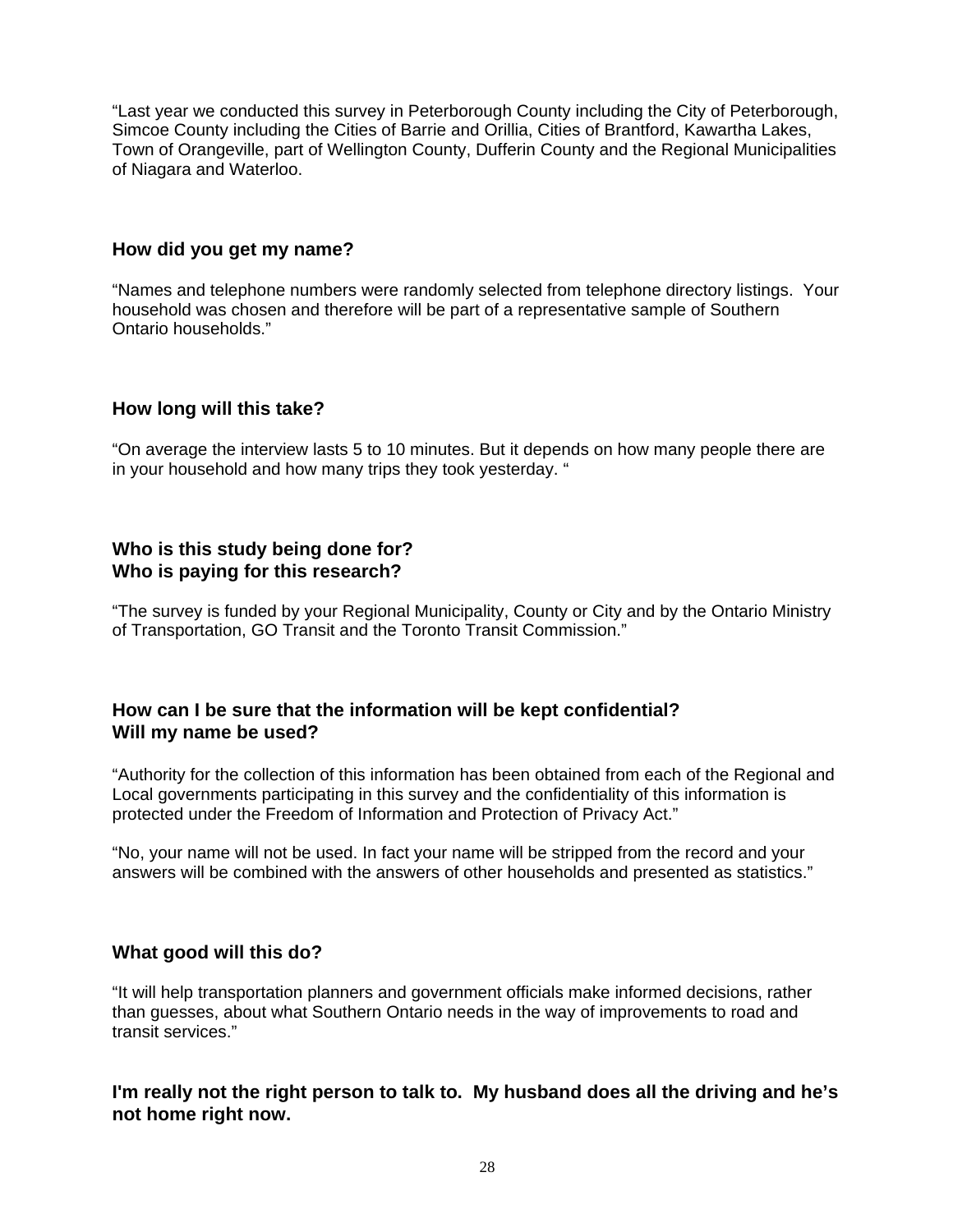"Last year we conducted this survey in Peterborough County including the City of Peterborough, Simcoe County including the Cities of Barrie and Orillia, Cities of Brantford, Kawartha Lakes, Town of Orangeville, part of Wellington County, Dufferin County and the Regional Municipalities of Niagara and Waterloo.

### How did you get my name?

"Names and telephone numbers were randomly selected from telephone directory listings. Your household was chosen and therefore will be part of a representative sample of Southern Ontario households."

### How long will this take?

"On average the interview lasts 5 to 10 minutes. But it depends on how many people there are in your household and how many trips they took yesterday. "

### Who is this study being done for?
### Who is paying for this research?

"The survey is funded by your Regional Municipality, County or City and by the Ontario Ministry of Transportation, GO Transit and the Toronto Transit Commission."

### How can I be sure that the information will be kept confidential?
### Will my name be used?

"Authority for the collection of this information has been obtained from each of the Regional and Local governments participating in this survey and the confidentiality of this information is protected under the Freedom of Information and Protection of Privacy Act."

"No, your name will not be used. In fact your name will be stripped from the record and your answers will be combined with the answers of other households and presented as statistics."

### What good will this do?

"It will help transportation planners and government officials make informed decisions, rather than guesses, about what Southern Ontario needs in the way of improvements to road and transit services."

### I'm really not the right person to talk to. My husband does all the driving and he's not home right now.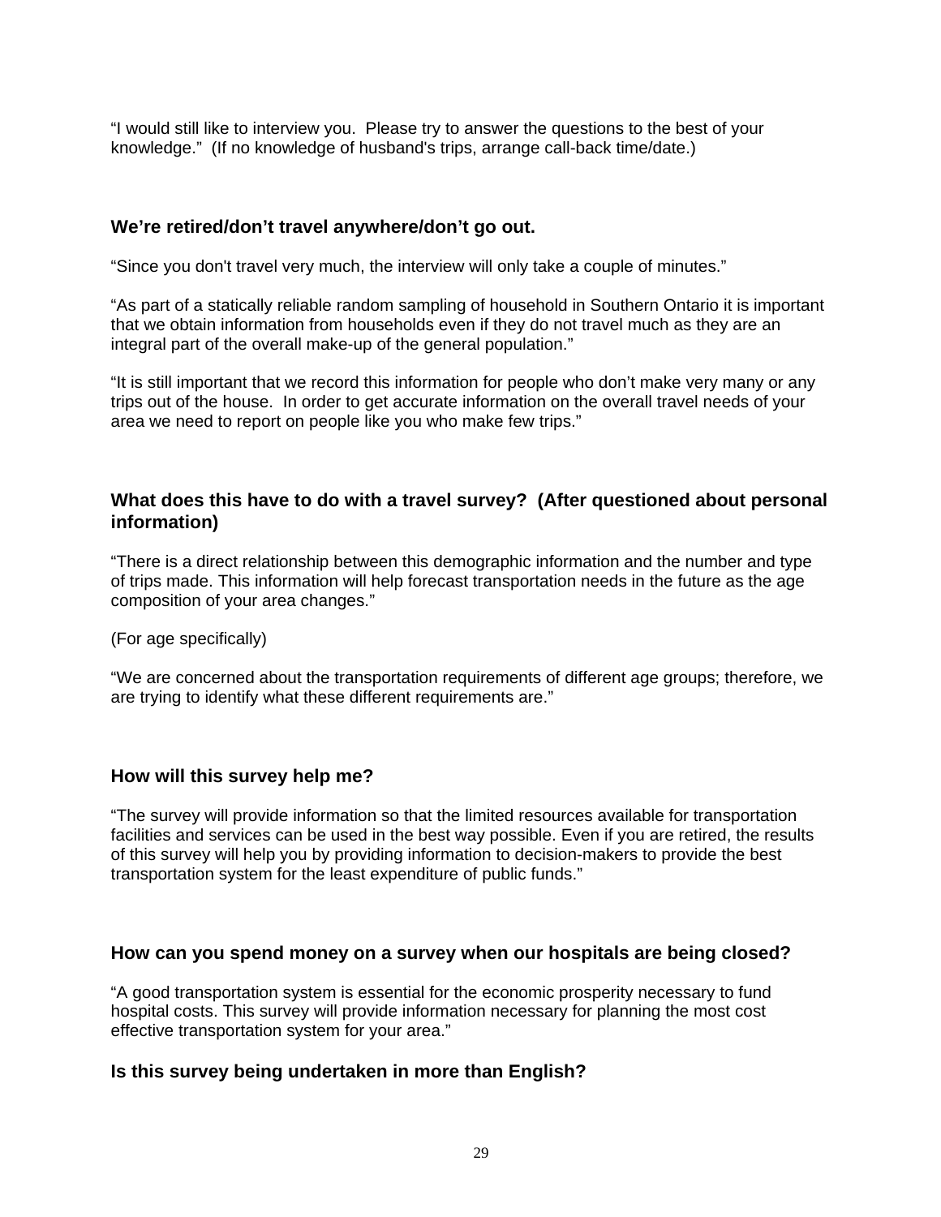“I would still like to interview you.  Please try to answer the questions to the best of your knowledge.”  (If no knowledge of husband's trips, arrange call-back time/date.)

### We’re retired/don’t travel anywhere/don’t go out.

“Since you don't travel very much, the interview will only take a couple of minutes.”

“As part of a statically reliable random sampling of household in Southern Ontario it is important that we obtain information from households even if they do not travel much as they are an integral part of the overall make-up of the general population.”

“It is still important that we record this information for people who don’t make very many or any trips out of the house.  In order to get accurate information on the overall travel needs of your area we need to report on people like you who make few trips.”

### What does this have to do with a travel survey?  (After questioned about personal information)

“There is a direct relationship between this demographic information and the number and type of trips made. This information will help forecast transportation needs in the future as the age composition of your area changes.”

(For age specifically)

“We are concerned about the transportation requirements of different age groups; therefore, we are trying to identify what these different requirements are.”

### How will this survey help me?

“The survey will provide information so that the limited resources available for transportation facilities and services can be used in the best way possible. Even if you are retired, the results of this survey will help you by providing information to decision-makers to provide the best transportation system for the least expenditure of public funds.”

### How can you spend money on a survey when our hospitals are being closed?

“A good transportation system is essential for the economic prosperity necessary to fund hospital costs. This survey will provide information necessary for planning the most cost effective transportation system for your area.”

### Is this survey being undertaken in more than English?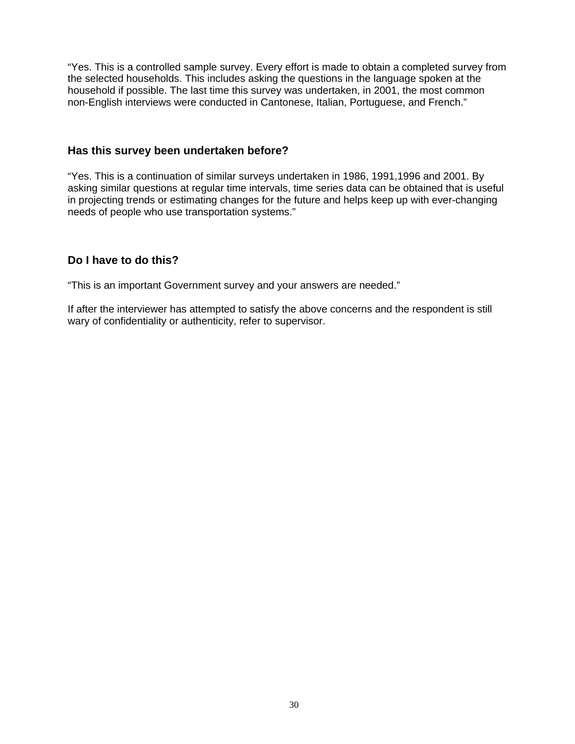"Yes. This is a controlled sample survey. Every effort is made to obtain a completed survey from the selected households. This includes asking the questions in the language spoken at the household if possible. The last time this survey was undertaken, in 2001, the most common non-English interviews were conducted in Cantonese, Italian, Portuguese, and French."

### Has this survey been undertaken before?

"Yes. This is a continuation of similar surveys undertaken in 1986, 1991,1996 and 2001. By asking similar questions at regular time intervals, time series data can be obtained that is useful in projecting trends or estimating changes for the future and helps keep up with ever-changing needs of people who use transportation systems."

### Do I have to do this?

"This is an important Government survey and your answers are needed."

If after the interviewer has attempted to satisfy the above concerns and the respondent is still wary of confidentiality or authenticity, refer to supervisor.